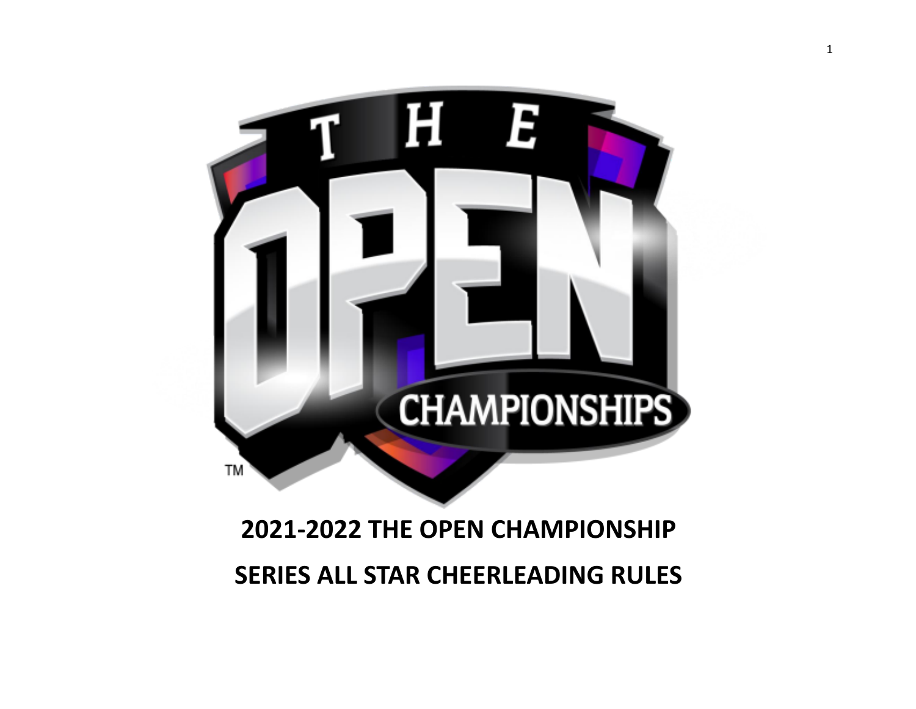# 2021-2022 THE OPEN CHAMPIONSHIP SERIES ALL STAR CHEERLEADING RULES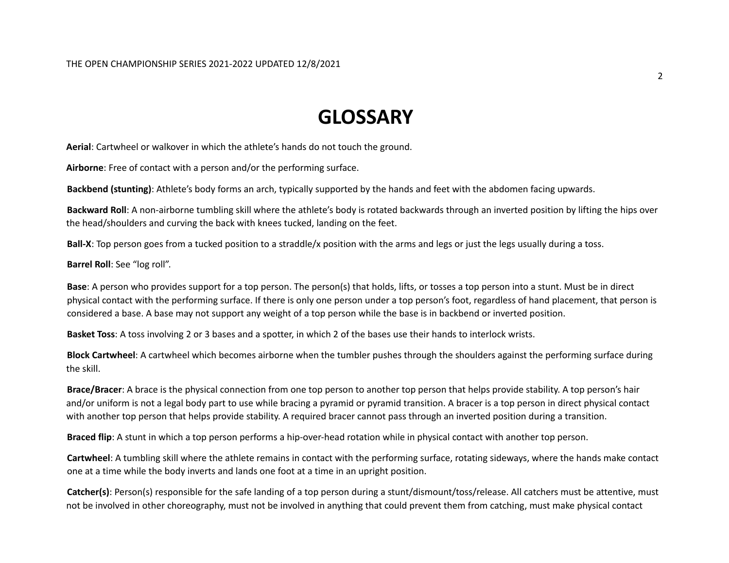# GLOSSARY

**Aerial**: Cartwheel or walkover in which the athlete's hands do not touch the ground.

**Airborne**: Free of contact with a person and/or the performing surface.

**Backbend (stunting)**: Athlete's body forms an arch, typically supported by the hands and feet with the abdomen facing upwards.

**Backward Roll**: A non-airborne tumbling skill where the athlete's body is rotated backwards through an inverted position by lifting the hips over the head/shoulders and curving the back with knees tucked, landing on the feet.

**Ball-X**: Top person goes from a tucked position to a straddle/x position with the arms and legs or just the legs usually during a toss.

**Barrel Roll**: See "log roll".

**Base**: A person who provides support for a top person. The person(s) that holds, lifts, or tosses a top person into a stunt. Must be in direct physical contact with the performing surface. If there is only one person under a top person's foot, regardless of hand placement, that person is considered a base. A base may not support any weight of a top person while the base is in backbend or inverted position.

**Basket Toss**: A toss involving 2 or 3 bases and a spotter, in which 2 of the bases use their hands to interlock wrists.

**Block Cartwheel**: A cartwheel which becomes airborne when the tumbler pushes through the shoulders against the performing surface during the skill.

**Brace/Bracer**: A brace is the physical connection from one top person to another top person that helps provide stability. A top person's hair and/or uniform is not a legal body part to use while bracing a pyramid or pyramid transition. A bracer is a top person in direct physical contact with another top person that helps provide stability. A required bracer cannot pass through an inverted position during a transition.

**Braced flip**: A stunt in which a top person performs a hip-over-head rotation while in physical contact with another top person.

**Cartwheel**: A tumbling skill where the athlete remains in contact with the performing surface, rotating sideways, where the hands make contact one at a time while the body inverts and lands one foot at a time in an upright position.

**Catcher(s)**: Person(s) responsible for the safe landing of a top person during a stunt/dismount/toss/release. All catchers must be attentive, must not be involved in other choreography, must not be involved in anything that could prevent them from catching, must make physical contact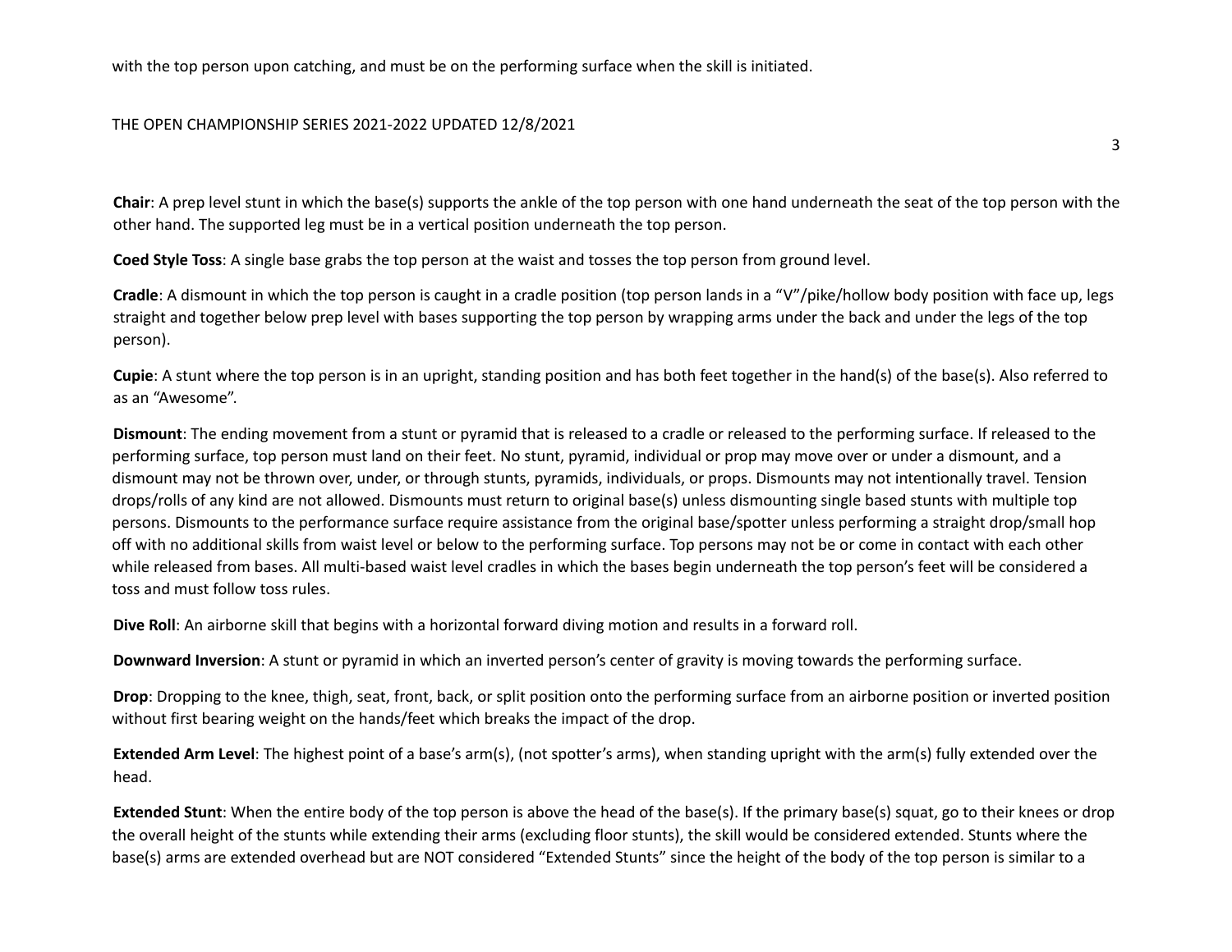with the top person upon catching, and must be on the performing surface when the skill is initiated.

**Chair**: A prep level stunt in which the base(s) supports the ankle of the top person with one hand underneath the seat of the top person with the other hand. The supported leg must be in a vertical position underneath the top person.

**Coed Style Toss**: A single base grabs the top person at the waist and tosses the top person from ground level.

**Cradle**: A dismount in which the top person is caught in a cradle position (top person lands in a "V"/pike/hollow body position with face up, legs straight and together below prep level with bases supporting the top person by wrapping arms under the back and under the legs of the top person).

**Cupie**: A stunt where the top person is in an upright, standing position and has both feet together in the hand(s) of the base(s). Also referred to as an "Awesome".

**Dismount**: The ending movement from a stunt or pyramid that is released to a cradle or released to the performing surface. If released to the performing surface, top person must land on their feet. No stunt, pyramid, individual or prop may move over or under a dismount, and a dismount may not be thrown over, under, or through stunts, pyramids, individuals, or props. Dismounts may not intentionally travel. Tension drops/rolls of any kind are not allowed. Dismounts must return to original base(s) unless dismounting single based stunts with multiple top persons. Dismounts to the performance surface require assistance from the original base/spotter unless performing a straight drop/small hop off with no additional skills from waist level or below to the performing surface. Top persons may not be or come in contact with each other while released from bases. All multi-based waist level cradles in which the bases begin underneath the top person's feet will be considered a toss and must follow toss rules.

**Dive Roll**: An airborne skill that begins with a horizontal forward diving motion and results in a forward roll.

**Downward Inversion**: A stunt or pyramid in which an inverted person's center of gravity is moving towards the performing surface.

**Drop**: Dropping to the knee, thigh, seat, front, back, or split position onto the performing surface from an airborne position or inverted position without first bearing weight on the hands/feet which breaks the impact of the drop.

**Extended Arm Level**: The highest point of a base's arm(s), (not spotter's arms), when standing upright with the arm(s) fully extended over the head.

**Extended Stunt**: When the entire body of the top person is above the head of the base(s). If the primary base(s) squat, go to their knees or drop the overall height of the stunts while extending their arms (excluding floor stunts), the skill would be considered extended. Stunts where the base(s) arms are extended overhead but are NOT considered "Extended Stunts" since the height of the body of the top person is similar to a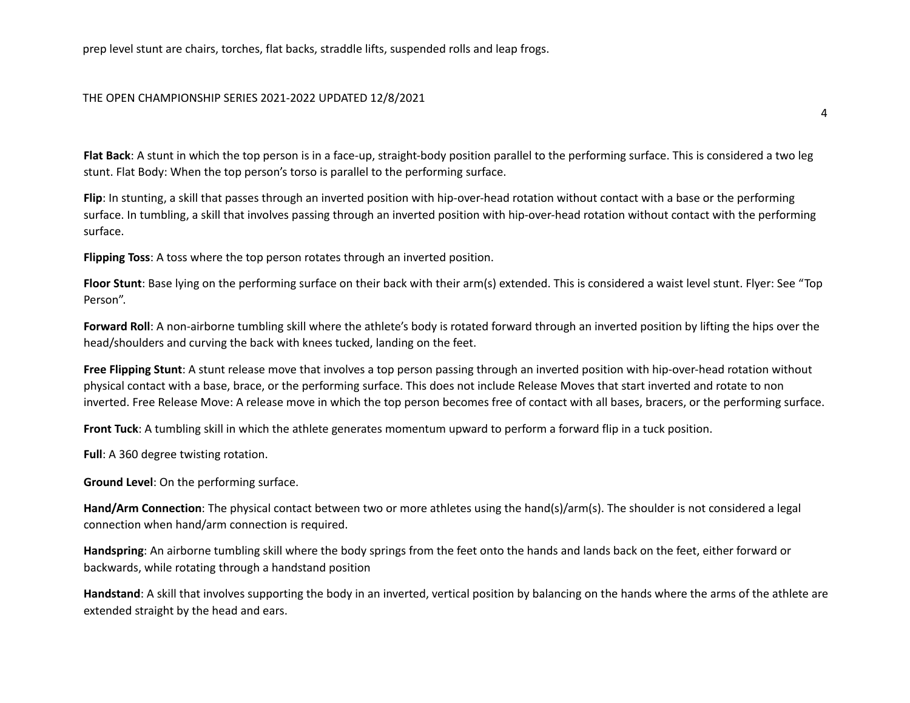prep level stunt are chairs, torches, flat backs, straddle lifts, suspended rolls and leap frogs.

**Flat Back**: A stunt in which the top person is in a face-up, straight-body position parallel to the performing surface. This is considered a two leg stunt. Flat Body: When the top person's torso is parallel to the performing surface.

**Flip**: In stunting, a skill that passes through an inverted position with hip-over-head rotation without contact with a base or the performing surface. In tumbling, a skill that involves passing through an inverted position with hip-over-head rotation without contact with the performing surface.

**Flipping Toss**: A toss where the top person rotates through an inverted position.

**Floor Stunt**: Base lying on the performing surface on their back with their arm(s) extended. This is considered a waist level stunt. Flyer: See "Top Person".

**Forward Roll**: A non-airborne tumbling skill where the athlete's body is rotated forward through an inverted position by lifting the hips over the head/shoulders and curving the back with knees tucked, landing on the feet.

**Free Flipping Stunt**: A stunt release move that involves a top person passing through an inverted position with hip-over-head rotation without physical contact with a base, brace, or the performing surface. This does not include Release Moves that start inverted and rotate to non inverted. Free Release Move: A release move in which the top person becomes free of contact with all bases, bracers, or the performing surface.

**Front Tuck**: A tumbling skill in which the athlete generates momentum upward to perform a forward flip in a tuck position.

**Full**: A 360 degree twisting rotation.

**Ground Level**: On the performing surface.

**Hand/Arm Connection**: The physical contact between two or more athletes using the hand(s)/arm(s). The shoulder is not considered a legal connection when hand/arm connection is required.

**Handspring**: An airborne tumbling skill where the body springs from the feet onto the hands and lands back on the feet, either forward or backwards, while rotating through a handstand position

**Handstand**: A skill that involves supporting the body in an inverted, vertical position by balancing on the hands where the arms of the athlete are extended straight by the head and ears.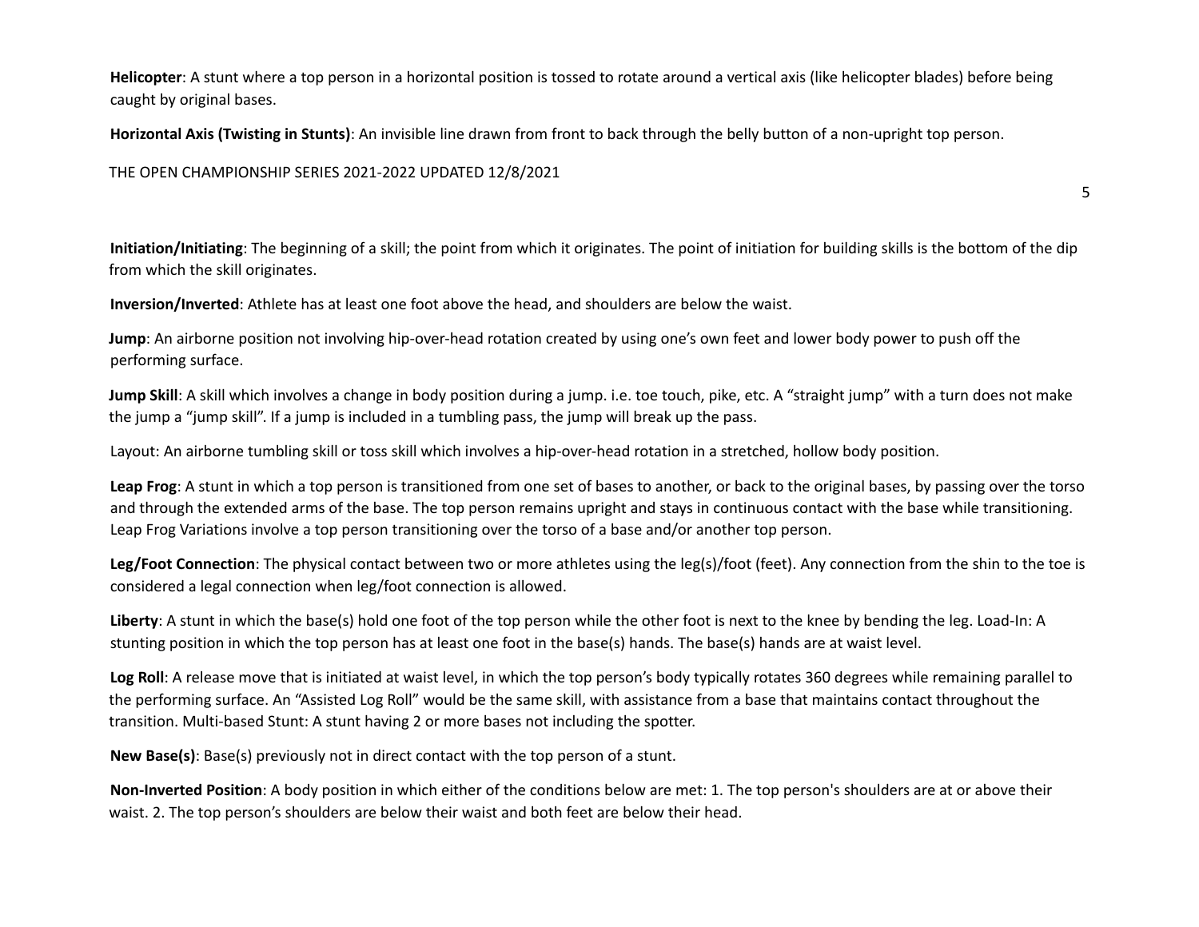**Helicopter**: A stunt where a top person in a horizontal position is tossed to rotate around a vertical axis (like helicopter blades) before being caught by original bases.

**Horizontal Axis (Twisting in Stunts)**: An invisible line drawn from front to back through the belly button of a non-upright top person.

**Initiation/Initiating**: The beginning of a skill; the point from which it originates. The point of initiation for building skills is the bottom of the dip from which the skill originates.

**Inversion/Inverted**: Athlete has at least one foot above the head, and shoulders are below the waist.

**Jump**: An airborne position not involving hip-over-head rotation created by using one's own feet and lower body power to push off the performing surface.

**Jump Skill**: A skill which involves a change in body position during a jump. i.e. toe touch, pike, etc. A "straight jump" with a turn does not make the jump a "jump skill". If a jump is included in a tumbling pass, the jump will break up the pass.

Layout: An airborne tumbling skill or toss skill which involves a hip-over-head rotation in a stretched, hollow body position.

**Leap Frog**: A stunt in which a top person is transitioned from one set of bases to another, or back to the original bases, by passing over the torso and through the extended arms of the base. The top person remains upright and stays in continuous contact with the base while transitioning. Leap Frog Variations involve a top person transitioning over the torso of a base and/or another top person.

**Leg/Foot Connection**: The physical contact between two or more athletes using the leg(s)/foot (feet). Any connection from the shin to the toe is considered a legal connection when leg/foot connection is allowed.

**Liberty**: A stunt in which the base(s) hold one foot of the top person while the other foot is next to the knee by bending the leg. Load-In: A stunting position in which the top person has at least one foot in the base(s) hands. The base(s) hands are at waist level.

**Log Roll**: A release move that is initiated at waist level, in which the top person's body typically rotates 360 degrees while remaining parallel to the performing surface. An "Assisted Log Roll" would be the same skill, with assistance from a base that maintains contact throughout the transition. Multi-based Stunt: A stunt having 2 or more bases not including the spotter.

**New Base(s)**: Base(s) previously not in direct contact with the top person of a stunt.

**Non-Inverted Position**: A body position in which either of the conditions below are met: 1. The top person's shoulders are at or above their waist. 2. The top person's shoulders are below their waist and both feet are below their head.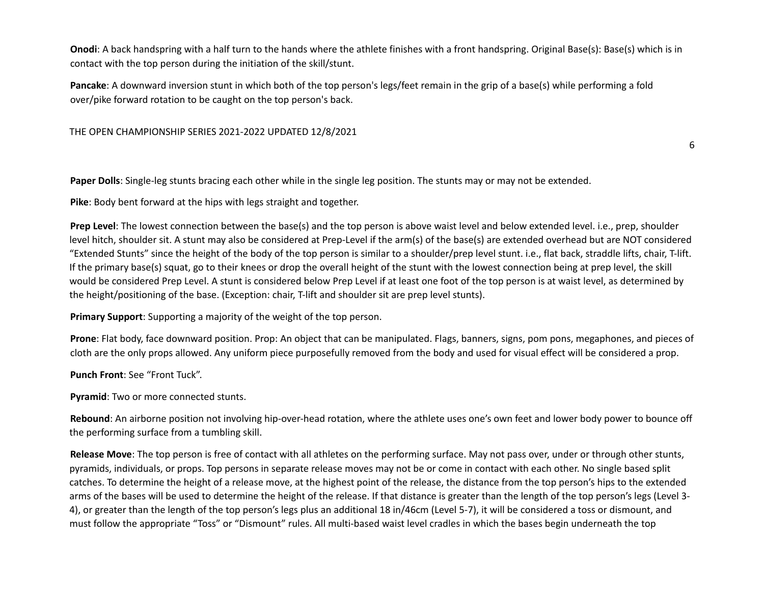**Onodi**: A back handspring with a half turn to the hands where the athlete finishes with a front handspring. Original Base(s): Base(s) which is in contact with the top person during the initiation of the skill/stunt.

**Pancake**: A downward inversion stunt in which both of the top person's legs/feet remain in the grip of a base(s) while performing a fold over/pike forward rotation to be caught on the top person's back.

**Paper Dolls**: Single-leg stunts bracing each other while in the single leg position. The stunts may or may not be extended.

**Pike**: Body bent forward at the hips with legs straight and together.

**Prep Level**: The lowest connection between the base(s) and the top person is above waist level and below extended level. i.e., prep, shoulder level hitch, shoulder sit. A stunt may also be considered at Prep-Level if the arm(s) of the base(s) are extended overhead but are NOT considered "Extended Stunts" since the height of the body of the top person is similar to a shoulder/prep level stunt. i.e., flat back, straddle lifts, chair, T-lift. If the primary base(s) squat, go to their knees or drop the overall height of the stunt with the lowest connection being at prep level, the skill would be considered Prep Level. A stunt is considered below Prep Level if at least one foot of the top person is at waist level, as determined by the height/positioning of the base. (Exception: chair, T-lift and shoulder sit are prep level stunts).

**Primary Support**: Supporting a majority of the weight of the top person.

**Prone**: Flat body, face downward position. Prop: An object that can be manipulated. Flags, banners, signs, pom pons, megaphones, and pieces of cloth are the only props allowed. Any uniform piece purposefully removed from the body and used for visual effect will be considered a prop.

**Punch Front**: See "Front Tuck".

**Pyramid**: Two or more connected stunts.

**Rebound**: An airborne position not involving hip-over-head rotation, where the athlete uses one's own feet and lower body power to bounce off the performing surface from a tumbling skill.

**Release Move**: The top person is free of contact with all athletes on the performing surface. May not pass over, under or through other stunts, pyramids, individuals, or props. Top persons in separate release moves may not be or come in contact with each other. No single based split catches. To determine the height of a release move, at the highest point of the release, the distance from the top person's hips to the extended arms of the bases will be used to determine the height of the release. If that distance is greater than the length of the top person's legs (Level 3-4), or greater than the length of the top person's legs plus an additional 18 in/46cm (Level 5-7), it will be considered a toss or dismount, and must follow the appropriate "Toss" or "Dismount" rules. All multi-based waist level cradles in which the bases begin underneath the top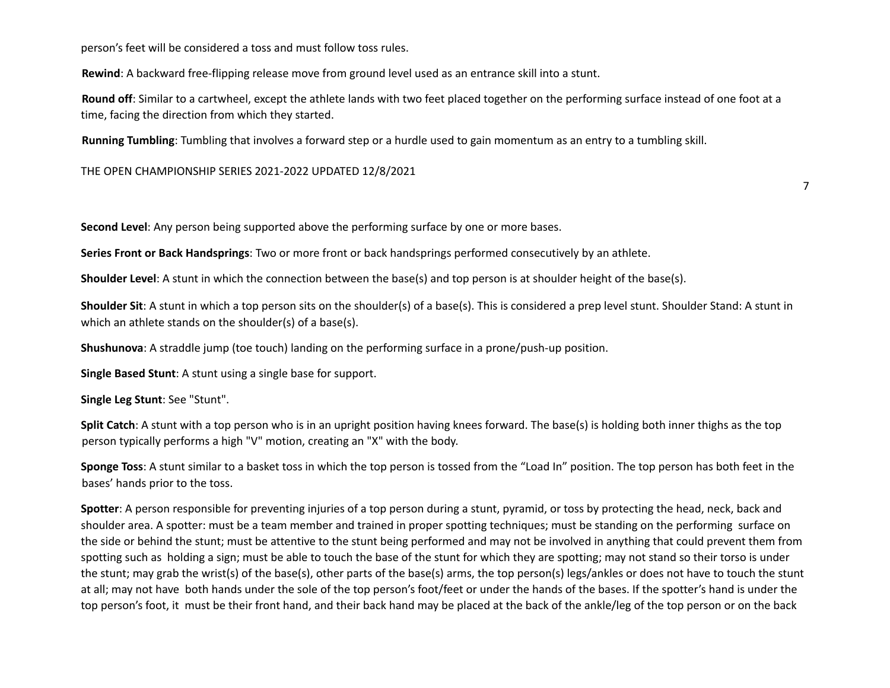person's feet will be considered a toss and must follow toss rules.

**Rewind**: A backward free-flipping release move from ground level used as an entrance skill into a stunt.

**Round off**: Similar to a cartwheel, except the athlete lands with two feet placed together on the performing surface instead of one foot at a time, facing the direction from which they started.

**Running Tumbling**: Tumbling that involves a forward step or a hurdle used to gain momentum as an entry to a tumbling skill.

**Second Level**: Any person being supported above the performing surface by one or more bases.

**Series Front or Back Handsprings**: Two or more front or back handsprings performed consecutively by an athlete.

**Shoulder Level**: A stunt in which the connection between the base(s) and top person is at shoulder height of the base(s).

**Shoulder Sit**: A stunt in which a top person sits on the shoulder(s) of a base(s). This is considered a prep level stunt. Shoulder Stand: A stunt in which an athlete stands on the shoulder(s) of a base(s).

**Shushunova**: A straddle jump (toe touch) landing on the performing surface in a prone/push-up position.

**Single Based Stunt**: A stunt using a single base for support.

**Single Leg Stunt**: See "Stunt".

**Split Catch**: A stunt with a top person who is in an upright position having knees forward. The base(s) is holding both inner thighs as the top person typically performs a high "V" motion, creating an "X" with the body.

**Sponge Toss**: A stunt similar to a basket toss in which the top person is tossed from the "Load In" position. The top person has both feet in the bases' hands prior to the toss.

**Spotter**: A person responsible for preventing injuries of a top person during a stunt, pyramid, or toss by protecting the head, neck, back and shoulder area. A spotter: must be a team member and trained in proper spotting techniques; must be standing on the performing surface on the side or behind the stunt; must be attentive to the stunt being performed and may not be involved in anything that could prevent them from spotting such as holding a sign; must be able to touch the base of the stunt for which they are spotting; may not stand so their torso is under the stunt; may grab the wrist(s) of the base(s), other parts of the base(s) arms, the top person(s) legs/ankles or does not have to touch the stunt at all; may not have both hands under the sole of the top person's foot/feet or under the hands of the bases. If the spotter's hand is under the top person's foot, it must be their front hand, and their back hand may be placed at the back of the ankle/leg of the top person or on the back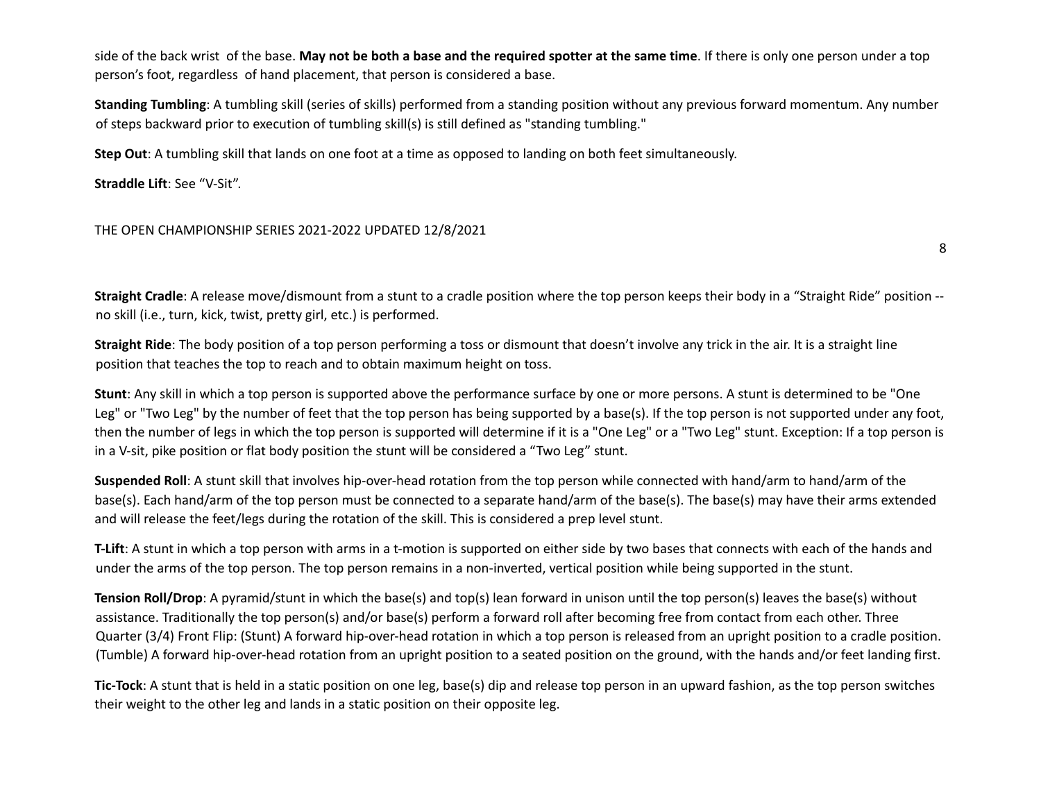side of the back wrist of the base. **May not be both a base and the required spotter at the same time**. If there is only one person under a top person's foot, regardless of hand placement, that person is considered a base.

**Standing Tumbling**: A tumbling skill (series of skills) performed from a standing position without any previous forward momentum. Any number of steps backward prior to execution of tumbling skill(s) is still defined as "standing tumbling."

**Step Out**: A tumbling skill that lands on one foot at a time as opposed to landing on both feet simultaneously.

**Straddle Lift**: See "V-Sit".

**Straight Cradle**: A release move/dismount from a stunt to a cradle position where the top person keeps their body in a "Straight Ride" position -- no skill (i.e., turn, kick, twist, pretty girl, etc.) is performed.

**Straight Ride**: The body position of a top person performing a toss or dismount that doesn't involve any trick in the air. It is a straight line position that teaches the top to reach and to obtain maximum height on toss.

**Stunt**: Any skill in which a top person is supported above the performance surface by one or more persons. A stunt is determined to be "One Leg" or "Two Leg" by the number of feet that the top person has being supported by a base(s). If the top person is not supported under any foot, then the number of legs in which the top person is supported will determine if it is a "One Leg" or a "Two Leg" stunt. Exception: If a top person is in a V-sit, pike position or flat body position the stunt will be considered a "Two Leg" stunt.

**Suspended Roll**: A stunt skill that involves hip-over-head rotation from the top person while connected with hand/arm to hand/arm of the base(s). Each hand/arm of the top person must be connected to a separate hand/arm of the base(s). The base(s) may have their arms extended and will release the feet/legs during the rotation of the skill. This is considered a prep level stunt.

**T-Lift**: A stunt in which a top person with arms in a t-motion is supported on either side by two bases that connects with each of the hands and under the arms of the top person. The top person remains in a non-inverted, vertical position while being supported in the stunt.

**Tension Roll/Drop**: A pyramid/stunt in which the base(s) and top(s) lean forward in unison until the top person(s) leaves the base(s) without assistance. Traditionally the top person(s) and/or base(s) perform a forward roll after becoming free from contact from each other. Three Quarter (3/4) Front Flip: (Stunt) A forward hip-over-head rotation in which a top person is released from an upright position to a cradle position. (Tumble) A forward hip-over-head rotation from an upright position to a seated position on the ground, with the hands and/or feet landing first.

**Tic-Tock**: A stunt that is held in a static position on one leg, base(s) dip and release top person in an upward fashion, as the top person switches their weight to the other leg and lands in a static position on their opposite leg.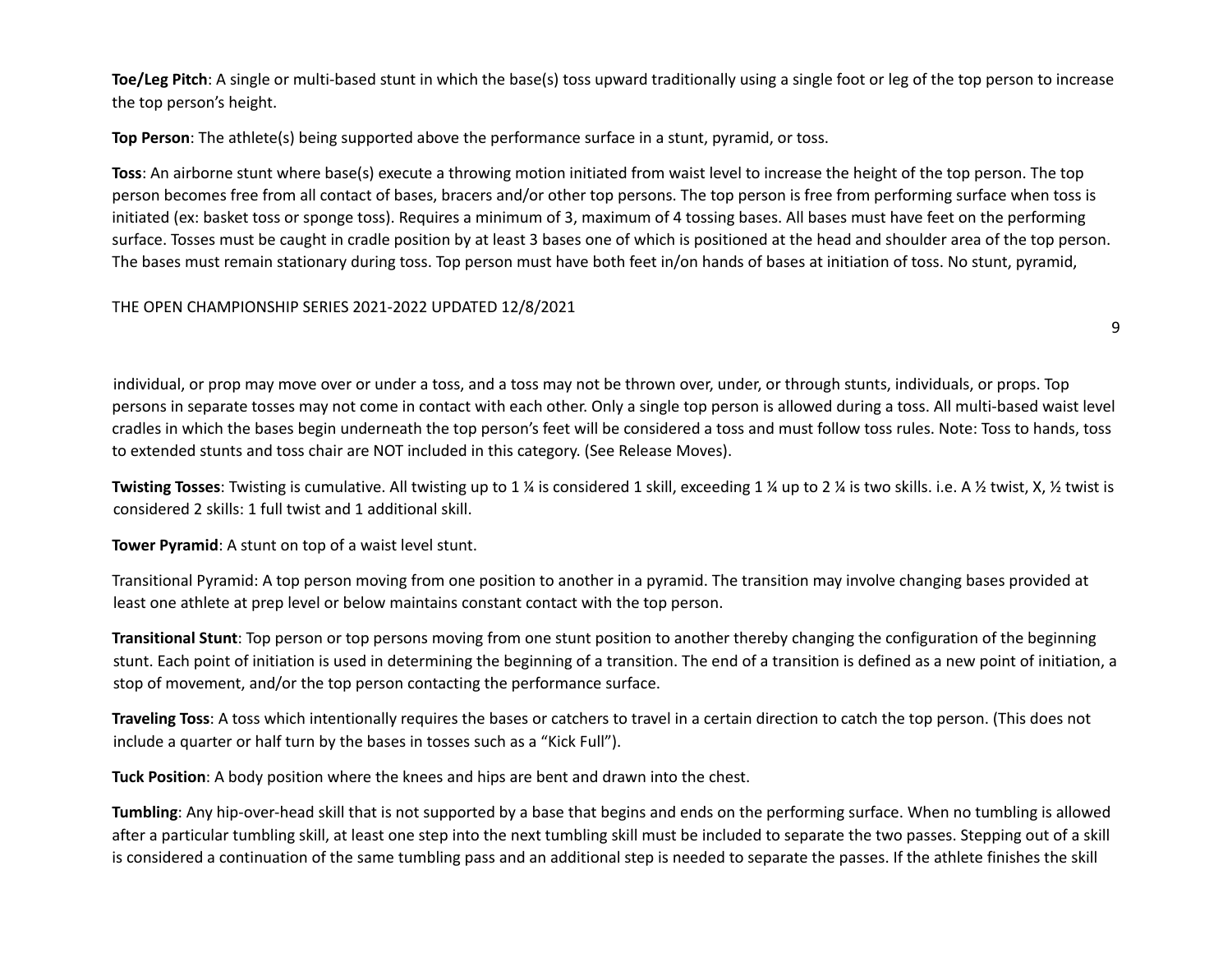**Toe/Leg Pitch**: A single or multi-based stunt in which the base(s) toss upward traditionally using a single foot or leg of the top person to increase the top person's height.

**Top Person**: The athlete(s) being supported above the performance surface in a stunt, pyramid, or toss.

**Toss**: An airborne stunt where base(s) execute a throwing motion initiated from waist level to increase the height of the top person. The top person becomes free from all contact of bases, bracers and/or other top persons. The top person is free from performing surface when toss is initiated (ex: basket toss or sponge toss). Requires a minimum of 3, maximum of 4 tossing bases. All bases must have feet on the performing surface. Tosses must be caught in cradle position by at least 3 bases one of which is positioned at the head and shoulder area of the top person. The bases must remain stationary during toss. Top person must have both feet in/on hands of bases at initiation of toss. No stunt, pyramid, individual, or prop may move over or under a toss, and a toss may not be thrown over, under, or through stunts, individuals, or props. Top persons in separate tosses may not come in contact with each other. Only a single top person is allowed during a toss. All multi-based waist level cradles in which the bases begin underneath the top person's feet will be considered a toss and must follow toss rules. Note: Toss to hands, toss to extended stunts and toss chair are NOT included in this category. (See Release Moves).

**Twisting Tosses**: Twisting is cumulative. All twisting up to 1 ¼ is considered 1 skill, exceeding 1 ¼ up to 2 ¼ is two skills. i.e. A ½ twist, X, ½ twist is considered 2 skills: 1 full twist and 1 additional skill.

**Tower Pyramid**: A stunt on top of a waist level stunt.

Transitional Pyramid: A top person moving from one position to another in a pyramid. The transition may involve changing bases provided at least one athlete at prep level or below maintains constant contact with the top person.

**Transitional Stunt**: Top person or top persons moving from one stunt position to another thereby changing the configuration of the beginning stunt. Each point of initiation is used in determining the beginning of a transition. The end of a transition is defined as a new point of initiation, a stop of movement, and/or the top person contacting the performance surface.

**Traveling Toss**: A toss which intentionally requires the bases or catchers to travel in a certain direction to catch the top person. (This does not include a quarter or half turn by the bases in tosses such as a "Kick Full").

**Tuck Position**: A body position where the knees and hips are bent and drawn into the chest.

**Tumbling**: Any hip-over-head skill that is not supported by a base that begins and ends on the performing surface. When no tumbling is allowed after a particular tumbling skill, at least one step into the next tumbling skill must be included to separate the two passes. Stepping out of a skill is considered a continuation of the same tumbling pass and an additional step is needed to separate the passes. If the athlete finishes the skill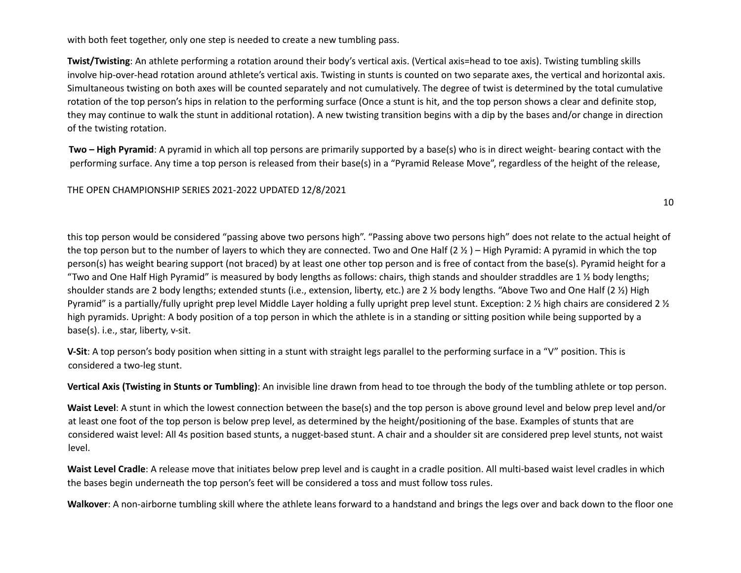with both feet together, only one step is needed to create a new tumbling pass.

**Twist/Twisting**: An athlete performing a rotation around their body's vertical axis. (Vertical axis=head to toe axis). Twisting tumbling skills involve hip-over-head rotation around athlete's vertical axis. Twisting in stunts is counted on two separate axes, the vertical and horizontal axis. Simultaneous twisting on both axes will be counted separately and not cumulatively. The degree of twist is determined by the total cumulative rotation of the top person's hips in relation to the performing surface (Once a stunt is hit, and the top person shows a clear and definite stop, they may continue to walk the stunt in additional rotation). A new twisting transition begins with a dip by the bases and/or change in direction of the twisting rotation.

**Two – High Pyramid**: A pyramid in which all top persons are primarily supported by a base(s) who is in direct weight- bearing contact with the performing surface. Any time a top person is released from their base(s) in a "Pyramid Release Move", regardless of the height of the release, this top person would be considered "passing above two persons high". "Passing above two persons high" does not relate to the actual height of the top person but to the number of layers to which they are connected. Two and One Half (2 ½ ) – High Pyramid: A pyramid in which the top person(s) has weight bearing support (not braced) by at least one other top person and is free of contact from the base(s). Pyramid height for a "Two and One Half High Pyramid" is measured by body lengths as follows: chairs, thigh stands and shoulder straddles are 1 ½ body lengths; shoulder stands are 2 body lengths; extended stunts (i.e., extension, liberty, etc.) are 2 ½ body lengths. "Above Two and One Half (2 ½) High Pyramid" is a partially/fully upright prep level Middle Layer holding a fully upright prep level stunt. Exception: 2 ½ high chairs are considered 2 ½ high pyramids. Upright: A body position of a top person in which the athlete is in a standing or sitting position while being supported by a base(s). i.e., star, liberty, v-sit.

**V-Sit**: A top person's body position when sitting in a stunt with straight legs parallel to the performing surface in a "V" position. This is considered a two-leg stunt.

**Vertical Axis (Twisting in Stunts or Tumbling)**: An invisible line drawn from head to toe through the body of the tumbling athlete or top person.

**Waist Level**: A stunt in which the lowest connection between the base(s) and the top person is above ground level and below prep level and/or at least one foot of the top person is below prep level, as determined by the height/positioning of the base. Examples of stunts that are considered waist level: All 4s position based stunts, a nugget-based stunt. A chair and a shoulder sit are considered prep level stunts, not waist level.

**Waist Level Cradle**: A release move that initiates below prep level and is caught in a cradle position. All multi-based waist level cradles in which the bases begin underneath the top person's feet will be considered a toss and must follow toss rules.

**Walkover**: A non-airborne tumbling skill where the athlete leans forward to a handstand and brings the legs over and back down to the floor one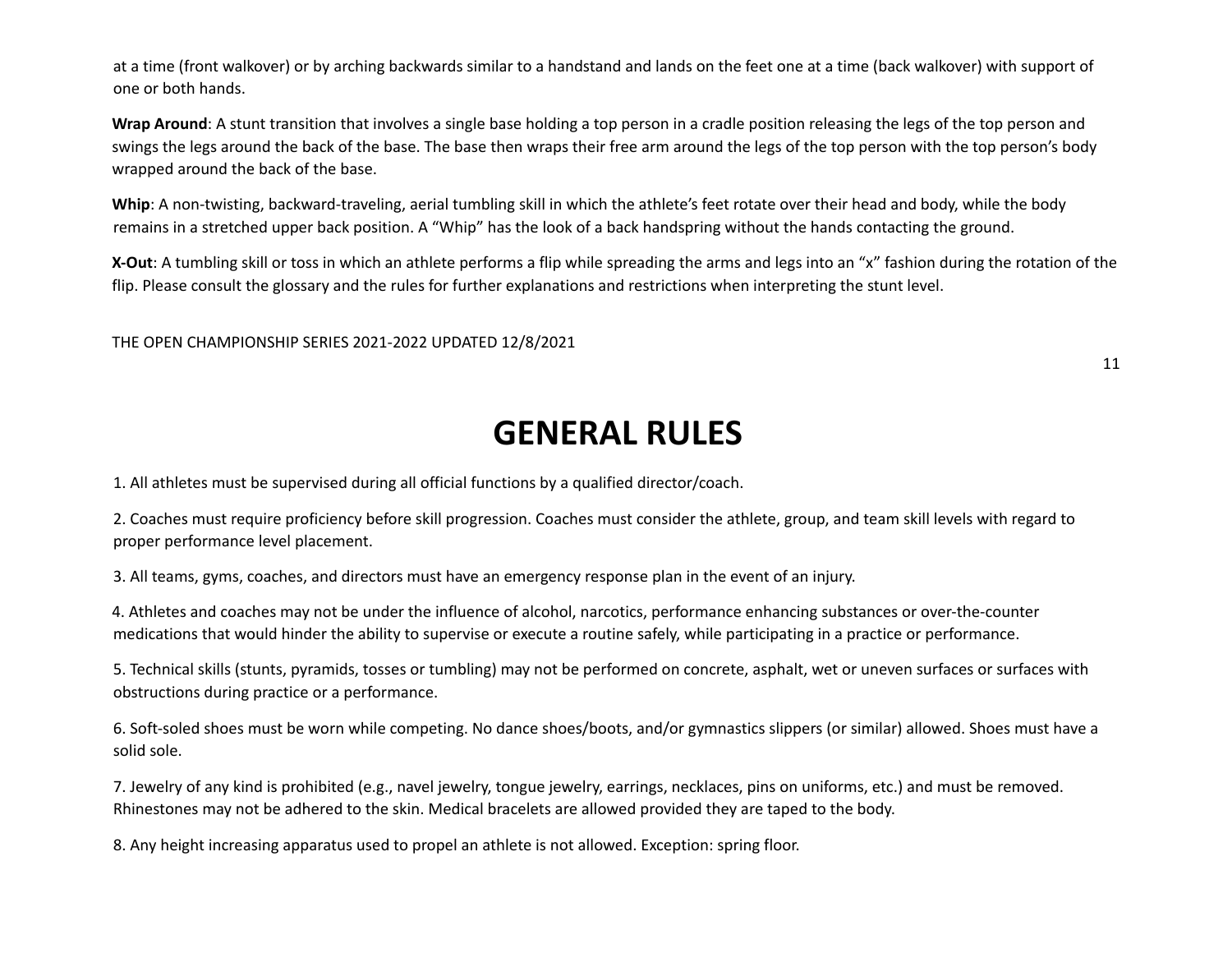at a time (front walkover) or by arching backwards similar to a handstand and lands on the feet one at a time (back walkover) with support of one or both hands.

**Wrap Around**: A stunt transition that involves a single base holding a top person in a cradle position releasing the legs of the top person and swings the legs around the back of the base. The base then wraps their free arm around the legs of the top person with the top person's body wrapped around the back of the base.

**Whip**: A non-twisting, backward-traveling, aerial tumbling skill in which the athlete's feet rotate over their head and body, while the body remains in a stretched upper back position. A "Whip" has the look of a back handspring without the hands contacting the ground.

**X-Out**: A tumbling skill or toss in which an athlete performs a flip while spreading the arms and legs into an "x" fashion during the rotation of the flip. Please consult the glossary and the rules for further explanations and restrictions when interpreting the stunt level.

# GENERAL RULES

1. All athletes must be supervised during all official functions by a qualified director/coach.

2. Coaches must require proficiency before skill progression. Coaches must consider the athlete, group, and team skill levels with regard to proper performance level placement.

3. All teams, gyms, coaches, and directors must have an emergency response plan in the event of an injury.

4. Athletes and coaches may not be under the influence of alcohol, narcotics, performance enhancing substances or over-the-counter medications that would hinder the ability to supervise or execute a routine safely, while participating in a practice or performance.

5. Technical skills (stunts, pyramids, tosses or tumbling) may not be performed on concrete, asphalt, wet or uneven surfaces or surfaces with obstructions during practice or a performance.

6. Soft-soled shoes must be worn while competing. No dance shoes/boots, and/or gymnastics slippers (or similar) allowed. Shoes must have a solid sole.

7. Jewelry of any kind is prohibited (e.g., navel jewelry, tongue jewelry, earrings, necklaces, pins on uniforms, etc.) and must be removed. Rhinestones may not be adhered to the skin. Medical bracelets are allowed provided they are taped to the body.

8. Any height increasing apparatus used to propel an athlete is not allowed. Exception: spring floor.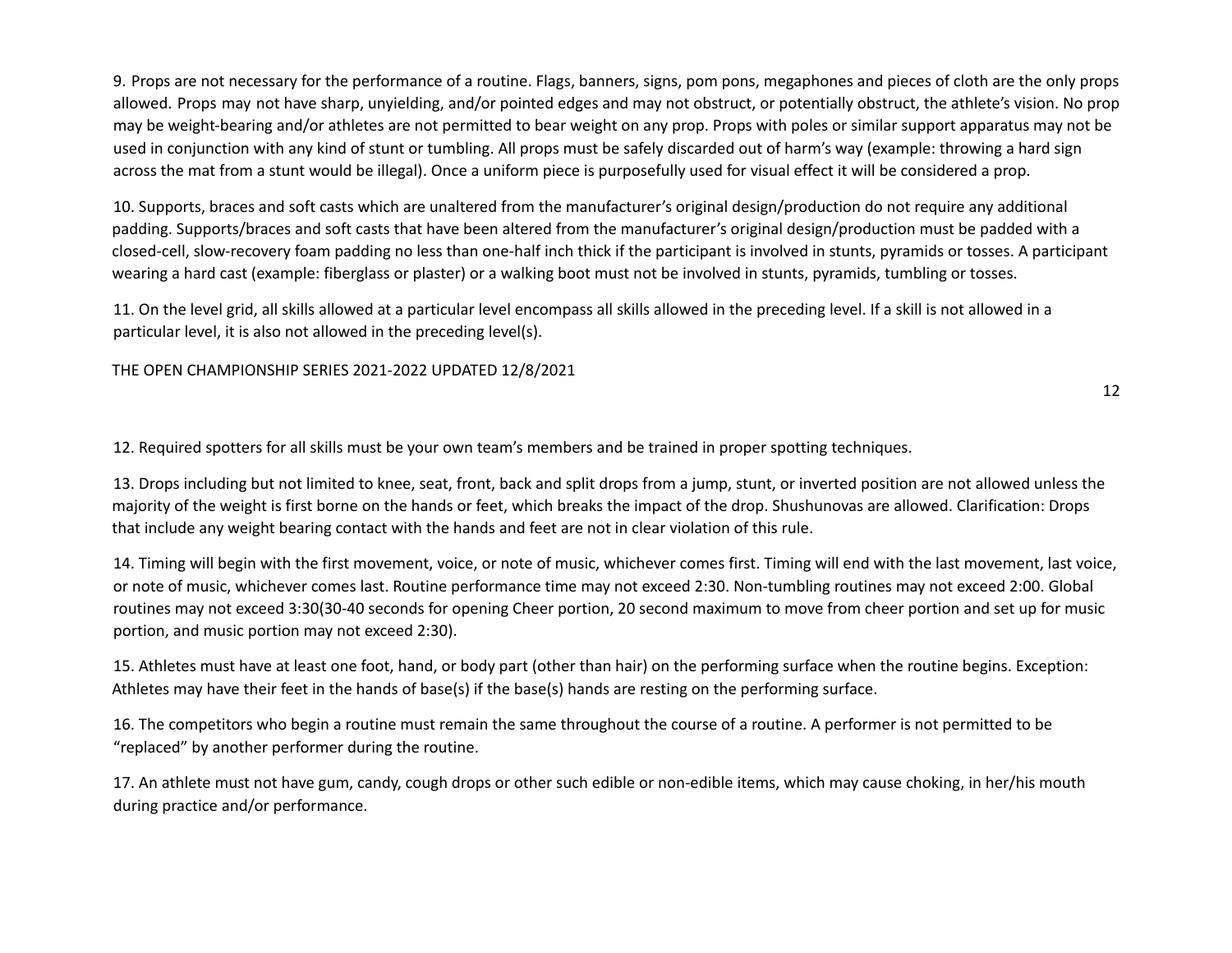9. Props are not necessary for the performance of a routine. Flags, banners, signs, pom pons, megaphones and pieces of cloth are the only props allowed. Props may not have sharp, unyielding, and/or pointed edges and may not obstruct, or potentially obstruct, the athlete's vision. No prop may be weight-bearing and/or athletes are not permitted to bear weight on any prop. Props with poles or similar support apparatus may not be used in conjunction with any kind of stunt or tumbling. All props must be safely discarded out of harm's way (example: throwing a hard sign across the mat from a stunt would be illegal). Once a uniform piece is purposefully used for visual effect it will be considered a prop.

10. Supports, braces and soft casts which are unaltered from the manufacturer's original design/production do not require any additional padding. Supports/braces and soft casts that have been altered from the manufacturer's original design/production must be padded with a closed-cell, slow-recovery foam padding no less than one-half inch thick if the participant is involved in stunts, pyramids or tosses. A participant wearing a hard cast (example: fiberglass or plaster) or a walking boot must not be involved in stunts, pyramids, tumbling or tosses.

11. On the level grid, all skills allowed at a particular level encompass all skills allowed in the preceding level. If a skill is not allowed in a particular level, it is also not allowed in the preceding level(s).

12. Required spotters for all skills must be your own team's members and be trained in proper spotting techniques.

13. Drops including but not limited to knee, seat, front, back and split drops from a jump, stunt, or inverted position are not allowed unless the majority of the weight is first borne on the hands or feet, which breaks the impact of the drop. Shushunovas are allowed. Clarification: Drops that include any weight bearing contact with the hands and feet are not in clear violation of this rule.

14. Timing will begin with the first movement, voice, or note of music, whichever comes first. Timing will end with the last movement, last voice, or note of music, whichever comes last. Routine performance time may not exceed 2:30. Non-tumbling routines may not exceed 2:00. Global routines may not exceed 3:30(30-40 seconds for opening Cheer portion, 20 second maximum to move from cheer portion and set up for music portion, and music portion may not exceed 2:30).

15. Athletes must have at least one foot, hand, or body part (other than hair) on the performing surface when the routine begins. Exception: Athletes may have their feet in the hands of base(s) if the base(s) hands are resting on the performing surface.

16. The competitors who begin a routine must remain the same throughout the course of a routine. A performer is not permitted to be "replaced" by another performer during the routine.

17. An athlete must not have gum, candy, cough drops or other such edible or non-edible items, which may cause choking, in her/his mouth during practice and/or performance.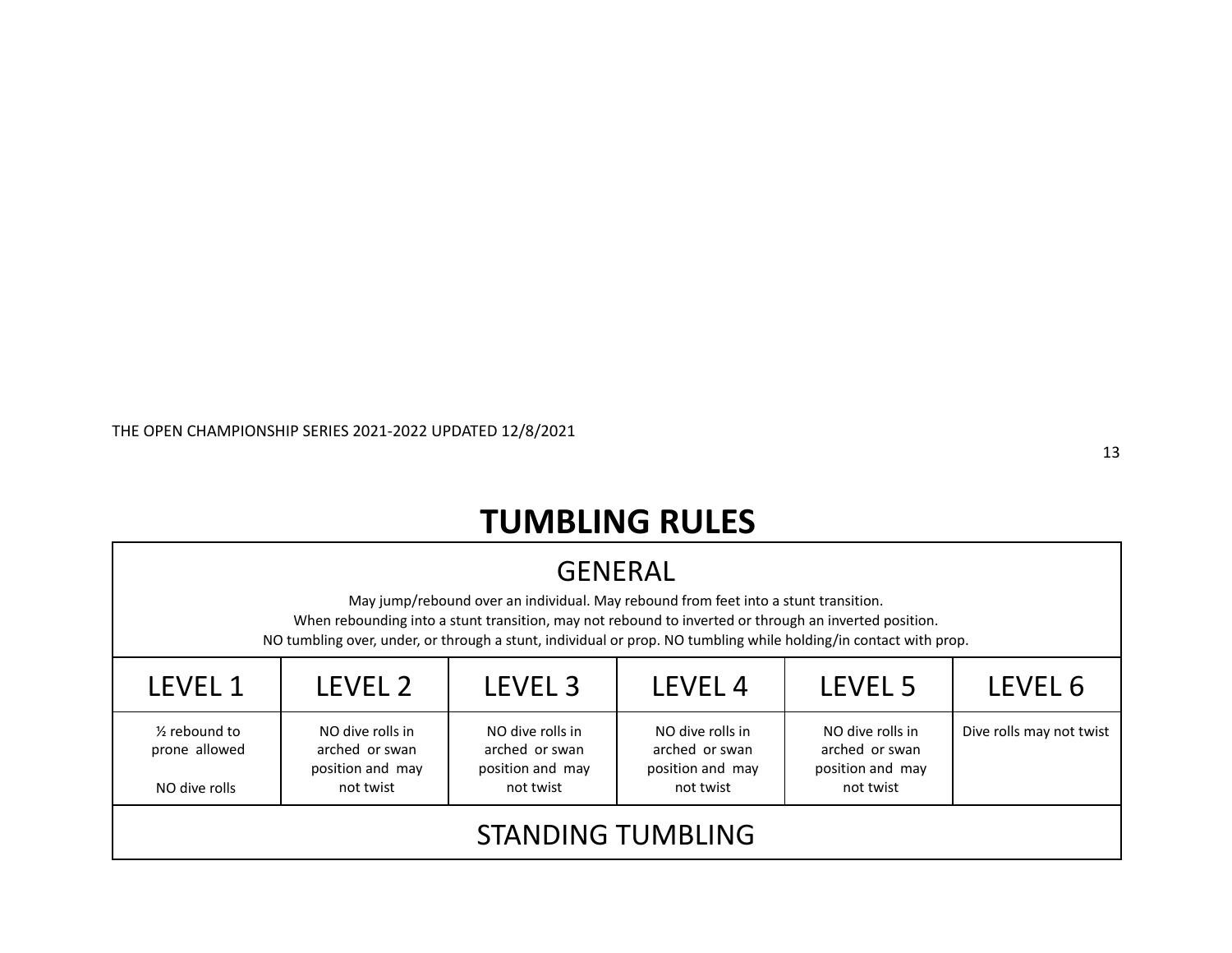## TUMBLING RULES

| GENERAL | | | | | |
|---|---|---|---|---|---|
| May jump/rebound over an individual. May rebound from feet into a stunt transition. When rebounding into a stunt transition, may not rebound to inverted or through an inverted position. NO tumbling over, under, or through a stunt, individual or prop. NO tumbling while holding/in contact with prop. | | | | | |
| LEVEL 1 | LEVEL 2 | LEVEL 3 | LEVEL 4 | LEVEL 5 | LEVEL 6 |
| ½ rebound to prone allowed<br><br>NO dive rolls | NO dive rolls in arched or swan position and may not twist | NO dive rolls in arched or swan position and may not twist | NO dive rolls in arched or swan position and may not twist | NO dive rolls in arched or swan position and may not twist | Dive rolls may not twist |
| STANDING TUMBLING | | | | | |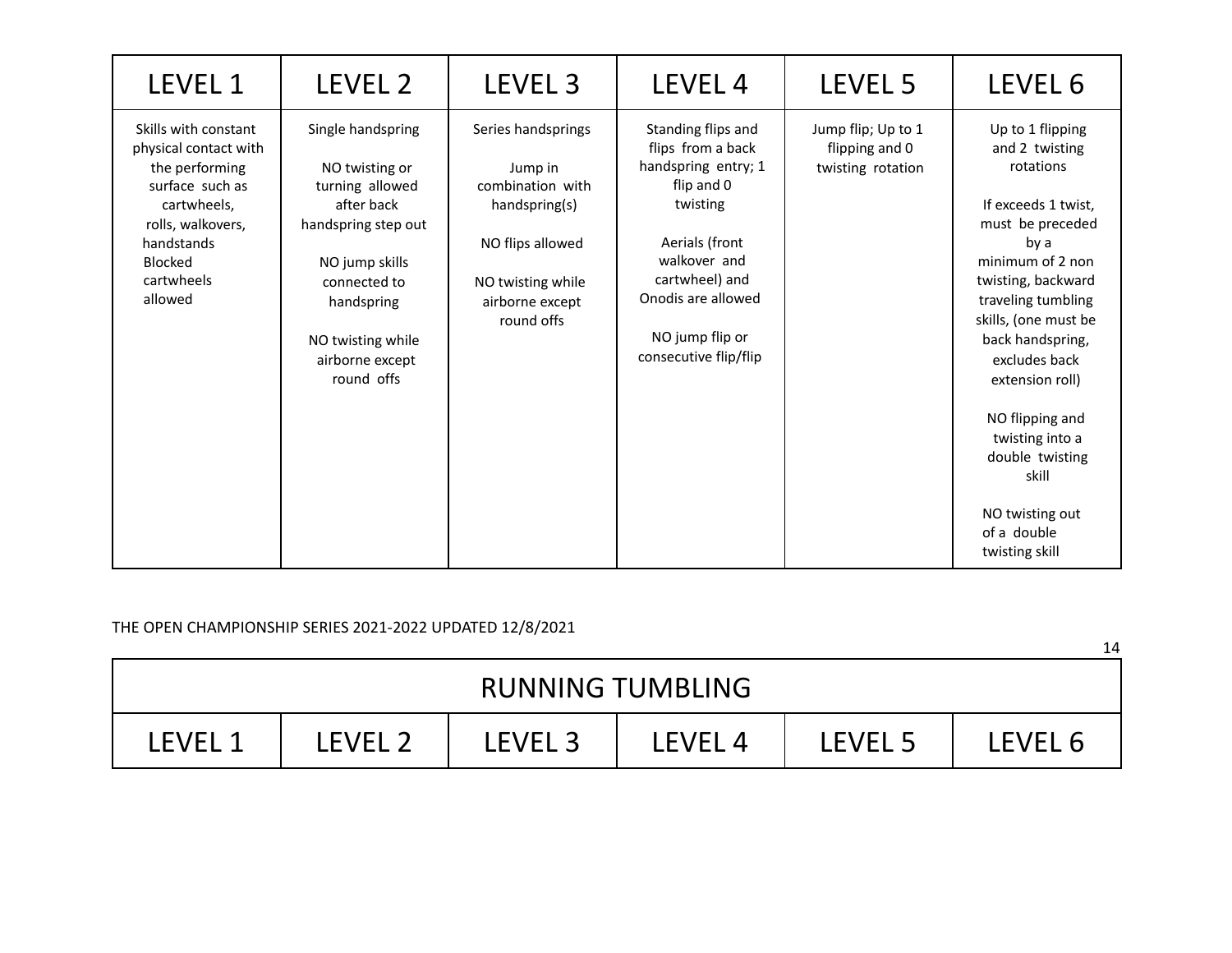| LEVEL 1 | LEVEL 2 | LEVEL 3 | LEVEL 4 | LEVEL 5 | LEVEL 6 |
|---|---|---|---|---|---|
| Skills with constant physical contact with the performing surface such as cartwheels, rolls, walkovers, handstands Blocked cartwheels allowed | Single handspring<br><br>NO twisting or turning allowed after back handspring step out<br><br>NO jump skills connected to handspring<br><br>NO twisting while airborne except round offs | Series handsprings<br><br>Jump in combination with handspring(s)<br><br>NO flips allowed<br><br>NO twisting while airborne except round offs | Standing flips and flips from a back handspring entry; 1 flip and 0 twisting<br><br>Aerials (front walkover and cartwheel) and Onodis are allowed<br><br>NO jump flip or consecutive flip/flip | Jump flip; Up to 1 flipping and 0 twisting rotation | Up to 1 flipping and 2 twisting rotations<br><br>If exceeds 1 twist, must be preceded by a minimum of 2 non twisting, backward traveling tumbling skills, (one must be back handspring, excludes back extension roll)<br><br>NO flipping and twisting into a double twisting skill<br><br>NO twisting out of a double twisting skill |

THE OPEN CHAMPIONSHIP SERIES 2021-2022 UPDATED 12/8/2021

| RUNNING TUMBLING | | | | | |
|---|---|---|---|---|---|
| LEVEL 1 | LEVEL 2 | LEVEL 3 | LEVEL 4 | LEVEL 5 | LEVEL 6 |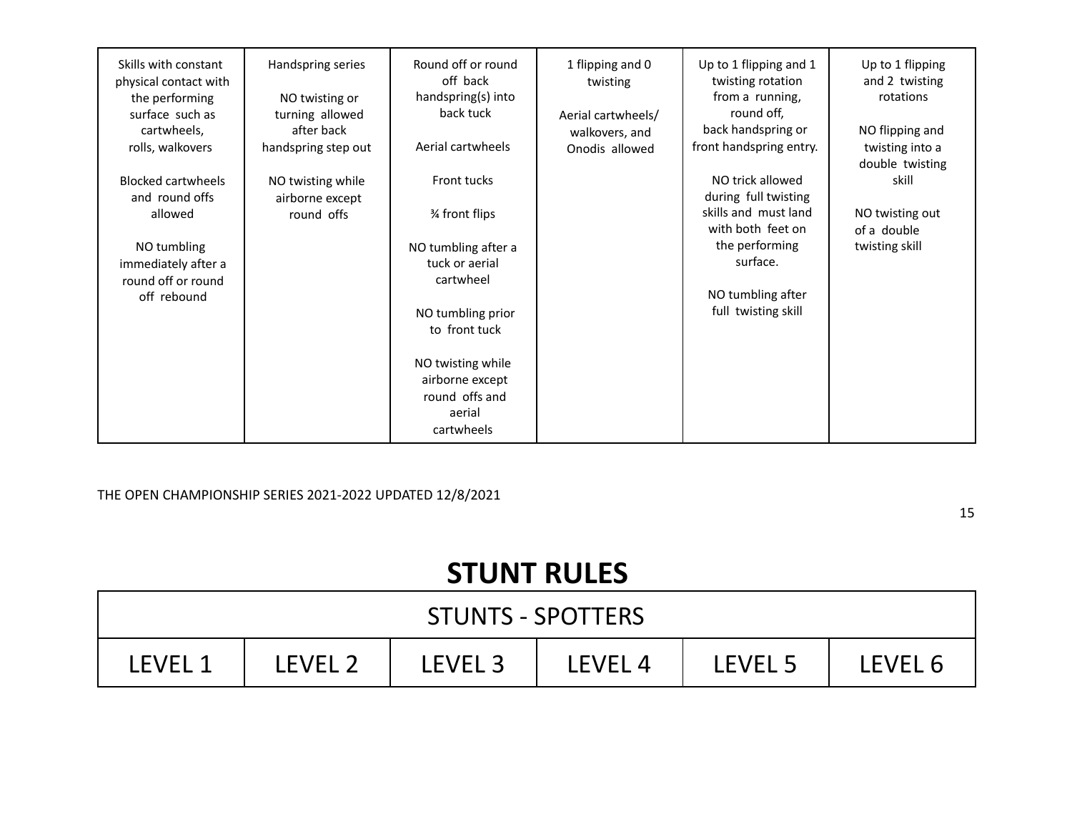| | | | | | |
|---|---|---|---|---|---|
| Skills with constant physical contact with the performing surface such as cartwheels, rolls, walkovers<br><br>Blocked cartwheels and round offs allowed<br><br>NO tumbling immediately after a round off or round off rebound | Handspring series<br><br>NO twisting or turning allowed after back handspring step out<br><br>NO twisting while airborne except round offs | Round off or round off back handspring(s) into back tuck<br><br>Aerial cartwheels<br><br>Front tucks<br><br>¾ front flips<br><br>NO tumbling after a tuck or aerial cartwheel<br><br>NO tumbling prior to front tuck<br><br>NO twisting while airborne except round offs and aerial cartwheels | 1 flipping and 0 twisting<br><br>Aerial cartwheels/ walkovers, and Onodis allowed | Up to 1 flipping and 1 twisting rotation from a running, round off, back handspring or front handspring entry.<br><br>NO trick allowed during full twisting skills and must land with both feet on the performing surface.<br><br>NO tumbling after full twisting skill | Up to 1 flipping and 2 twisting rotations<br><br>NO flipping and twisting into a double twisting skill<br><br>NO twisting out of a double twisting skill |

THE OPEN CHAMPIONSHIP SERIES 2021-2022 UPDATED 12/8/2021

# STUNT RULES

| STUNTS - SPOTTERS | | | | | |
|---|---|---|---|---|---|
| LEVEL 1 | LEVEL 2 | LEVEL 3 | LEVEL 4 | LEVEL 5 | LEVEL 6 |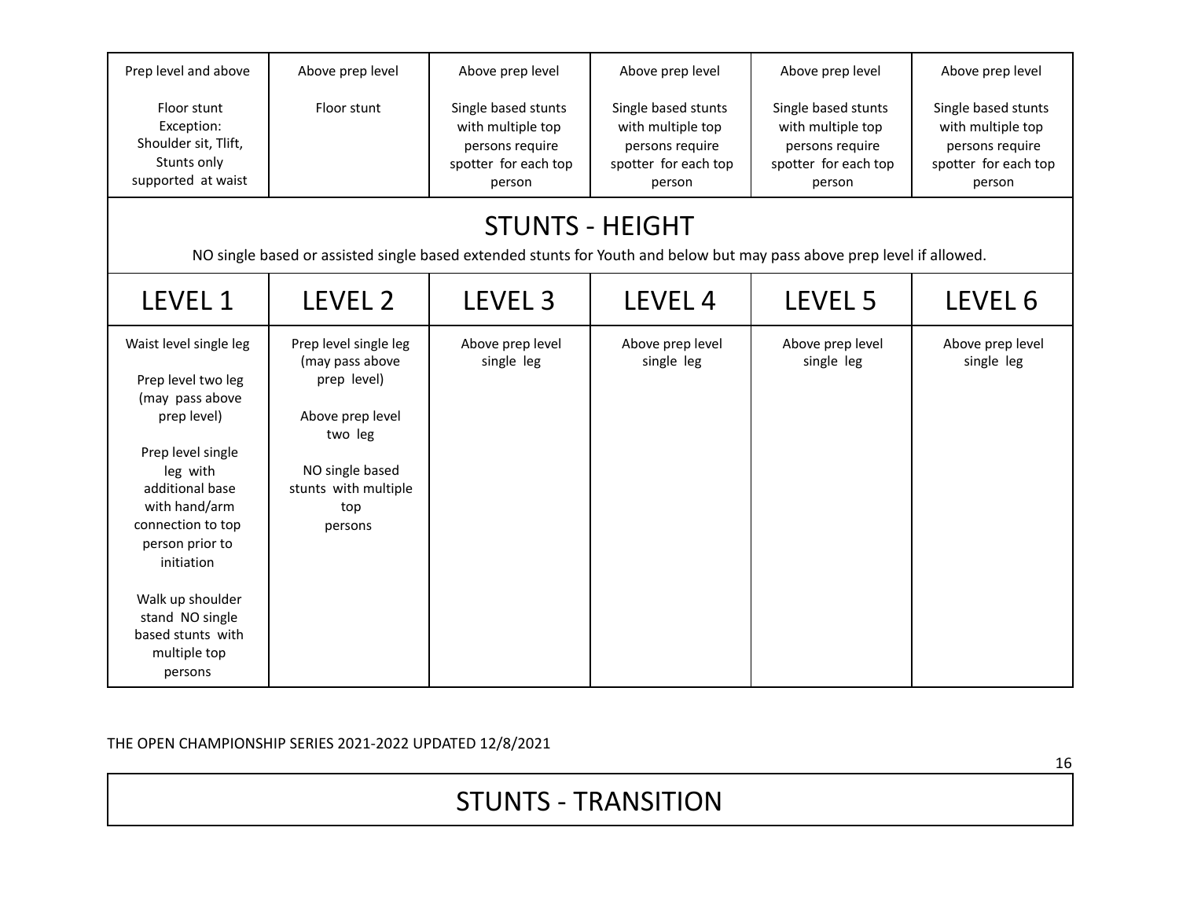| Prep level and above<br><br>Floor stunt Exception: Shoulder sit, Tlift, Stunts only supported at waist | Above prep level<br><br>Floor stunt | Above prep level<br><br>Single based stunts with multiple top persons require spotter for each top person | Above prep level<br><br>Single based stunts with multiple top persons require spotter for each top person | Above prep level<br><br>Single based stunts with multiple top persons require spotter for each top person | Above prep level<br><br>Single based stunts with multiple top persons require spotter for each top person |
|---|---|---|---|---|---|

## STUNTS - HEIGHT

NO single based or assisted single based extended stunts for Youth and below but may pass above prep level if allowed.

| LEVEL 1 | LEVEL 2 | LEVEL 3 | LEVEL 4 | LEVEL 5 | LEVEL 6 |
|---|---|---|---|---|---|
| Waist level single leg<br><br>Prep level two leg (may pass above prep level)<br><br>Prep level single leg with additional base with hand/arm connection to top person prior to initiation<br><br>Walk up shoulder stand NO single based stunts with multiple top persons | Prep level single leg (may pass above prep level)<br><br>Above prep level two leg<br><br>NO single based stunts with multiple top persons | Above prep level single leg | Above prep level single leg | Above prep level single leg | Above prep level single leg |

THE OPEN CHAMPIONSHIP SERIES 2021-2022 UPDATED 12/8/2021

## STUNTS - TRANSITION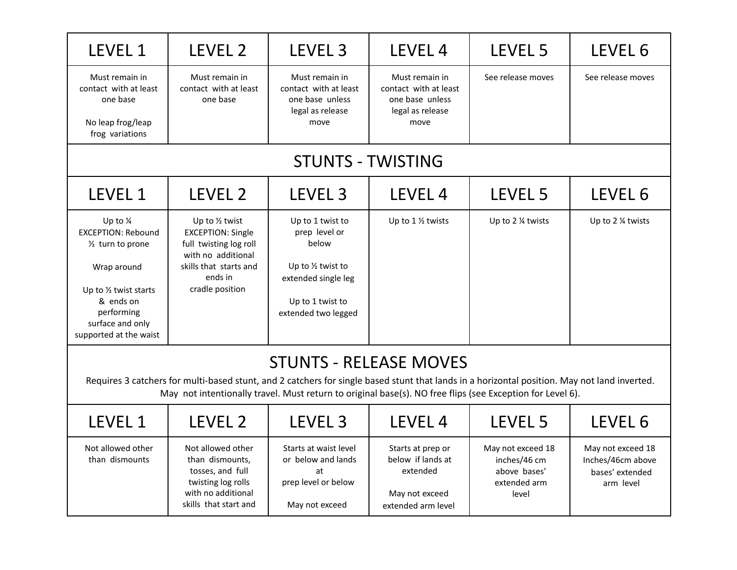| LEVEL 1 | LEVEL 2 | LEVEL 3 | LEVEL 4 | LEVEL 5 | LEVEL 6 |
|---|---|---|---|---|---|
| Must remain in contact with at least one base<br><br>No leap frog/leap frog variations | Must remain in contact with at least one base | Must remain in contact with at least one base unless legal as release move | Must remain in contact with at least one base unless legal as release move | See release moves | See release moves |

## STUNTS - TWISTING

| LEVEL 1 | LEVEL 2 | LEVEL 3 | LEVEL 4 | LEVEL 5 | LEVEL 6 |
|---|---|---|---|---|---|
| Up to ¼<br>EXCEPTION: Rebound ½ turn to prone<br><br>Wrap around<br><br>Up to ½ twist starts & ends on performing surface and only supported at the waist | Up to ½ twist<br>EXCEPTION: Single full twisting log roll with no additional skills that starts and ends in cradle position | Up to 1 twist to prep level or below<br><br>Up to ½ twist to extended single leg<br><br>Up to 1 twist to extended two legged | Up to 1 ½ twists | Up to 2 ¼ twists | Up to 2 ¼ twists |

## STUNTS - RELEASE MOVES

Requires 3 catchers for multi-based stunt, and 2 catchers for single based stunt that lands in a horizontal position. May not land inverted. May not intentionally travel. Must return to original base(s). NO free flips (see Exception for Level 6).

| LEVEL 1 | LEVEL 2 | LEVEL 3 | LEVEL 4 | LEVEL 5 | LEVEL 6 |
|---|---|---|---|---|---|
| Not allowed other than dismounts | Not allowed other than dismounts, tosses, and full twisting log rolls with no additional skills that start and | Starts at waist level or below and lands at prep level or below<br><br>May not exceed | Starts at prep or below if lands at extended<br><br>May not exceed extended arm level | May not exceed 18 inches/46 cm above bases' extended arm level | May not exceed 18 Inches/46cm above bases' extended arm level |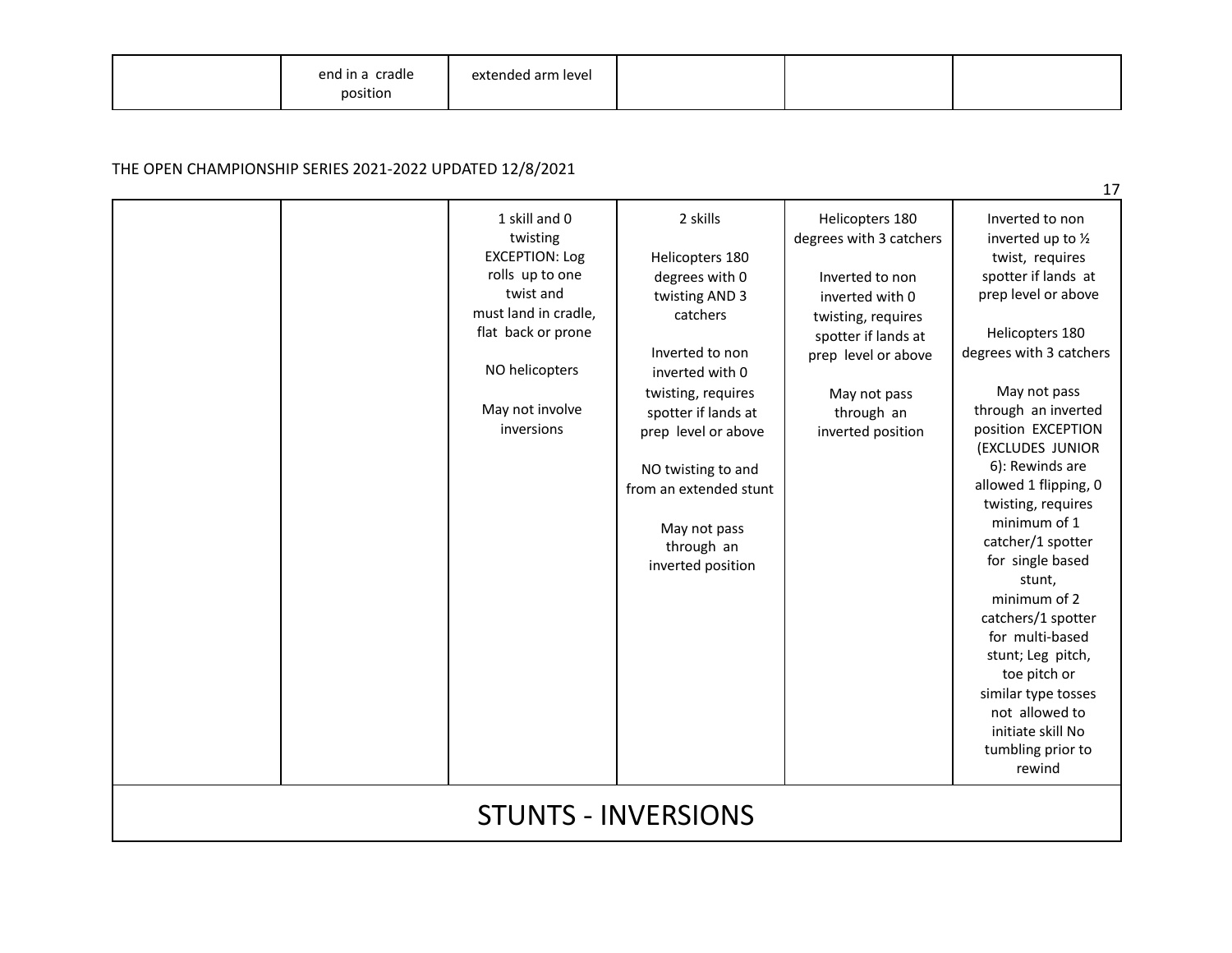| | end in a cradle position | extended arm level | | | |
|---|---|---|---|---|---|

THE OPEN CHAMPIONSHIP SERIES 2021-2022 UPDATED 12/8/2021

| | | | | | |
|---|---|---|---|---|---|
| | | 1 skill and 0 twisting EXCEPTION: Log rolls up to one twist and must land in cradle, flat back or prone<br><br>NO helicopters<br><br>May not involve inversions | 2 skills<br><br>Helicopters 180 degrees with 0 twisting AND 3 catchers<br><br>Inverted to non inverted with 0 twisting, requires spotter if lands at prep level or above<br><br>NO twisting to and from an extended stunt<br><br>May not pass through an inverted position | Helicopters 180 degrees with 3 catchers<br><br>Inverted to non inverted with 0 twisting, requires spotter if lands at prep level or above<br><br>May not pass through an inverted position | Inverted to non inverted up to ½ twist, requires spotter if lands at prep level or above<br><br>Helicopters 180 degrees with 3 catchers<br><br>May not pass through an inverted position EXCEPTION (EXCLUDES JUNIOR 6): Rewinds are allowed 1 flipping, 0 twisting, requires minimum of 1 catcher/1 spotter for single based stunt, minimum of 2 catchers/1 spotter for multi-based stunt; Leg pitch, toe pitch or similar type tosses not allowed to initiate skill No tumbling prior to rewind |
| **STUNTS - INVERSIONS** | | | | | |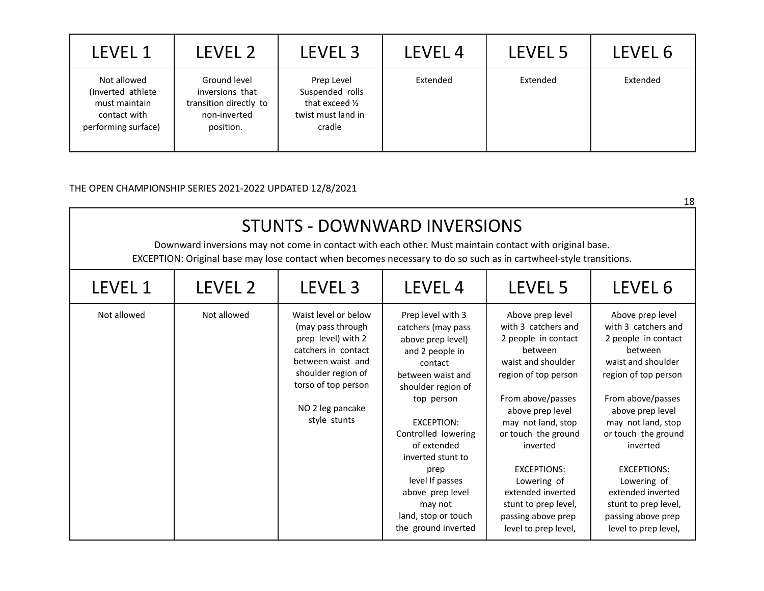| LEVEL 1 | LEVEL 2 | LEVEL 3 | LEVEL 4 | LEVEL 5 | LEVEL 6 |
|---|---|---|---|---|---|
| Not allowed (Inverted athlete must maintain contact with performing surface) | Ground level inversions that transition directly to non-inverted position. | Prep Level Suspended rolls that exceed ½ twist must land in cradle | Extended | Extended | Extended |

THE OPEN CHAMPIONSHIP SERIES 2021-2022 UPDATED 12/8/2021

## STUNTS - DOWNWARD INVERSIONS

Downward inversions may not come in contact with each other. Must maintain contact with original base.
EXCEPTION: Original base may lose contact when becomes necessary to do so such as in cartwheel-style transitions.

| LEVEL 1 | LEVEL 2 | LEVEL 3 | LEVEL 4 | LEVEL 5 | LEVEL 6 |
|---|---|---|---|---|---|
| Not allowed | Not allowed | Waist level or below (may pass through prep level) with 2 catchers in contact between waist and shoulder region of torso of top person<br><br>NO 2 leg pancake style stunts | Prep level with 3 catchers (may pass above prep level) and 2 people in contact between waist and shoulder region of top person<br><br>EXCEPTION: Controlled lowering of extended inverted stunt to prep level If passes above prep level may not land, stop or touch the ground inverted | Above prep level with 3 catchers and 2 people in contact between waist and shoulder region of top person<br><br>From above/passes above prep level may not land, stop or touch the ground inverted<br><br>EXCEPTIONS: Lowering of extended inverted stunt to prep level, passing above prep level to prep level, | Above prep level with 3 catchers and 2 people in contact between waist and shoulder region of top person<br><br>From above/passes above prep level may not land, stop or touch the ground inverted<br><br>EXCEPTIONS: Lowering of extended inverted stunt to prep level, passing above prep level to prep level, |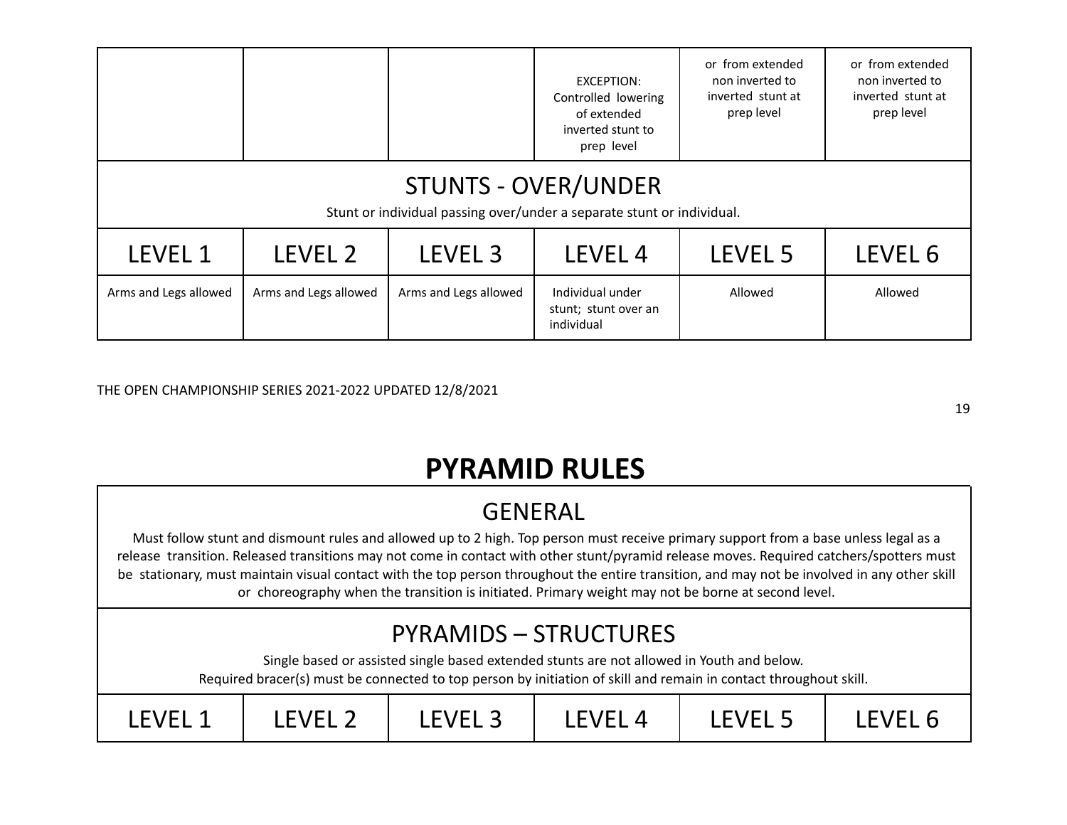| | | | | | |
|---|---|---|---|---|---|
| | | | EXCEPTION: Controlled lowering of extended inverted stunt to prep level | or from extended non inverted to inverted stunt at prep level | or from extended non inverted to inverted stunt at prep level |

| STUNTS - OVER/UNDER<br>Stunt or individual passing over/under a separate stunt or individual. | | | | | |
|---|---|---|---|---|---|
| LEVEL 1 | LEVEL 2 | LEVEL 3 | LEVEL 4 | LEVEL 5 | LEVEL 6 |
| Arms and Legs allowed | Arms and Legs allowed | Arms and Legs allowed | Individual under stunt; stunt over an individual | Allowed | Allowed |

# PYRAMID RULES

## GENERAL

Must follow stunt and dismount rules and allowed up to 2 high. Top person must receive primary support from a base unless legal as a release transition. Released transitions may not come in contact with other stunt/pyramid release moves. Required catchers/spotters must be stationary, must maintain visual contact with the top person throughout the entire transition, and may not be involved in any other skill or choreography when the transition is initiated. Primary weight may not be borne at second level.

| PYRAMIDS – STRUCTURES<br>Single based or assisted single based extended stunts are not allowed in Youth and below.<br>Required bracer(s) must be connected to top person by initiation of skill and remain in contact throughout skill. | | | | | |
|---|---|---|---|---|---|
| LEVEL 1 | LEVEL 2 | LEVEL 3 | LEVEL 4 | LEVEL 5 | LEVEL 6 |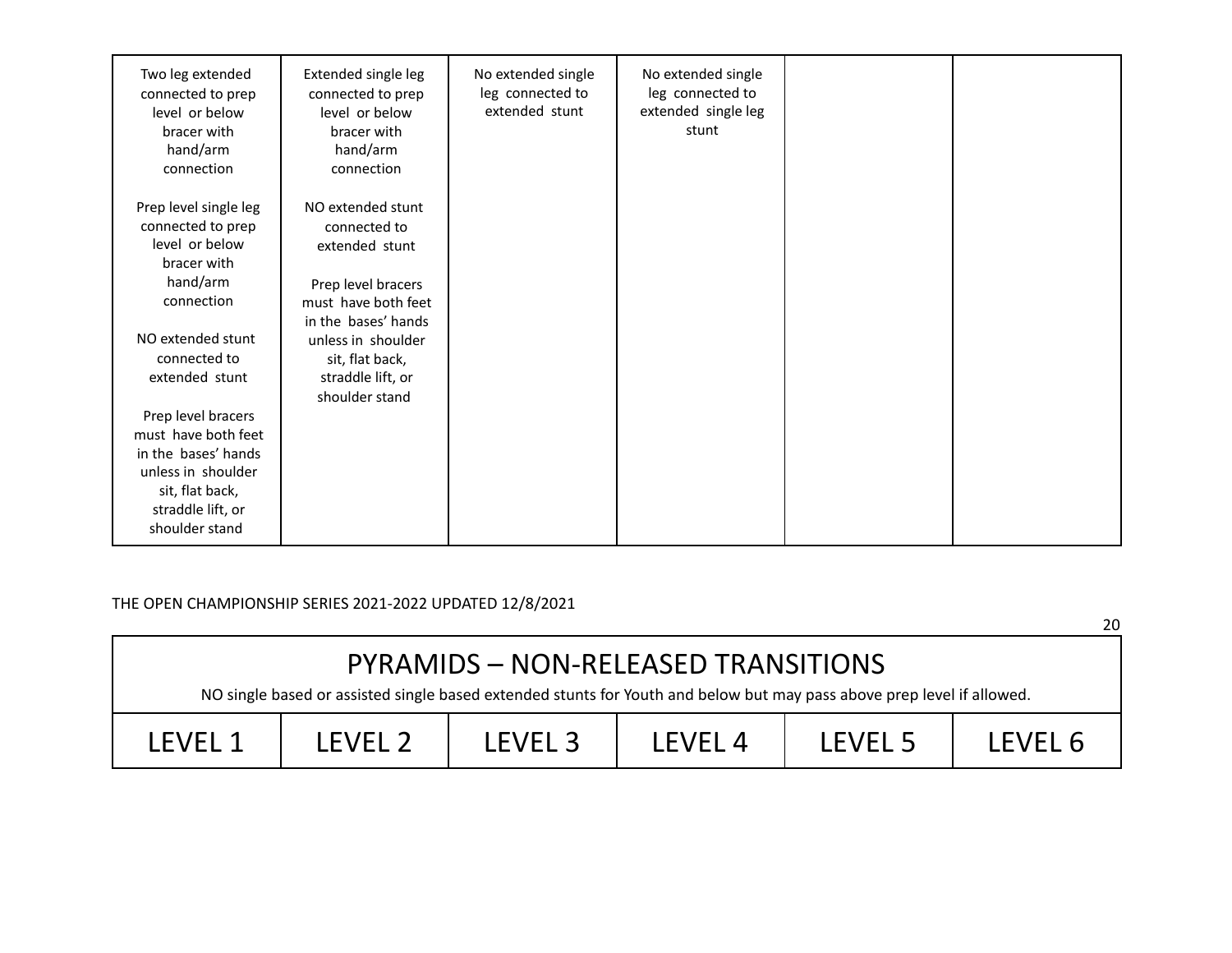| | | | | | |
|---|---|---|---|---|---|
| Two leg extended connected to prep level or below bracer with hand/arm connection<br><br>Prep level single leg connected to prep level or below bracer with hand/arm connection<br><br>NO extended stunt connected to extended stunt<br><br>Prep level bracers must have both feet in the bases' hands unless in shoulder sit, flat back, straddle lift, or shoulder stand | Extended single leg connected to prep level or below bracer with hand/arm connection<br><br>NO extended stunt connected to extended stunt<br><br>Prep level bracers must have both feet in the bases' hands unless in shoulder sit, flat back, straddle lift, or shoulder stand | No extended single leg connected to extended stunt | No extended single leg connected to extended single leg stunt | | |

THE OPEN CHAMPIONSHIP SERIES 2021-2022 UPDATED 12/8/2021

# PYRAMIDS – NON-RELEASED TRANSITIONS

NO single based or assisted single based extended stunts for Youth and below but may pass above prep level if allowed.

| LEVEL 1 | LEVEL 2 | LEVEL 3 | LEVEL 4 | LEVEL 5 | LEVEL 6 |
|---|---|---|---|---|---|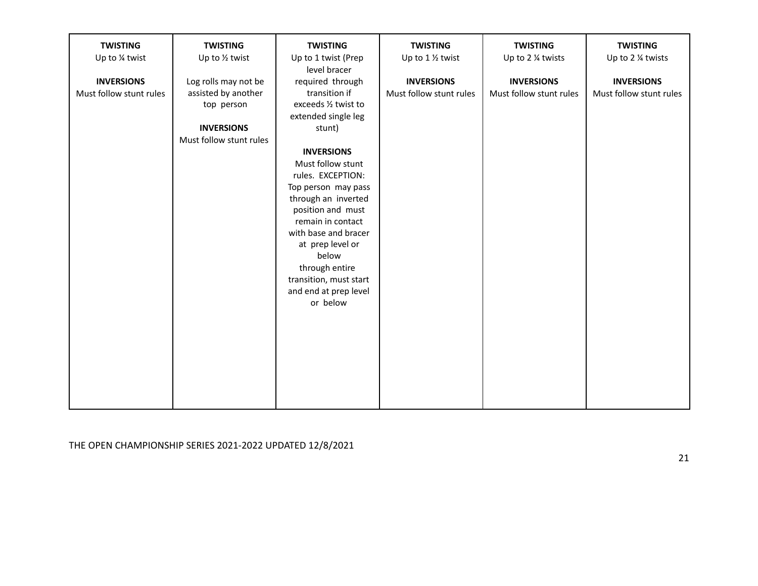| **TWISTING** Up to ¼ twist<br><br>**INVERSIONS** Must follow stunt rules | **TWISTING** Up to ½ twist<br><br>Log rolls may not be assisted by another top person<br><br>**INVERSIONS** Must follow stunt rules | **TWISTING** Up to 1 twist (Prep level bracer required through transition if exceeds ½ twist to extended single leg stunt)<br><br>**INVERSIONS** Must follow stunt rules. EXCEPTION: Top person may pass through an inverted position and must remain in contact with base and bracer at prep level or below through entire transition, must start and end at prep level or below | **TWISTING** Up to 1 ½ twist<br><br>**INVERSIONS** Must follow stunt rules | **TWISTING** Up to 2 ¼ twists<br><br>**INVERSIONS** Must follow stunt rules | **TWISTING** Up to 2 ¼ twists<br><br>**INVERSIONS** Must follow stunt rules |
|---|---|---|---|---|---|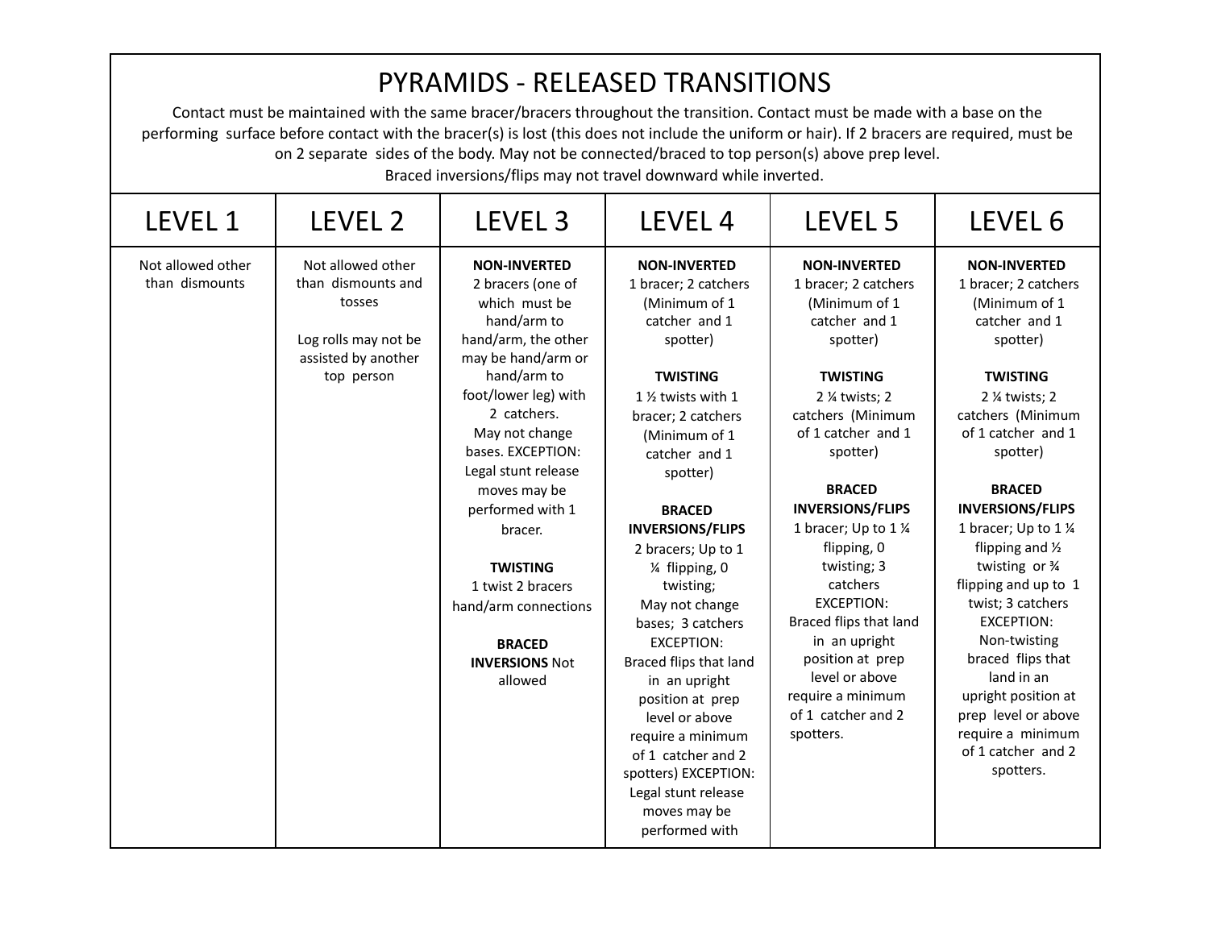# PYRAMIDS - RELEASED TRANSITIONS

Contact must be maintained with the same bracer/bracers throughout the transition. Contact must be made with a base on the performing surface before contact with the bracer(s) is lost (this does not include the uniform or hair). If 2 bracers are required, must be on 2 separate sides of the body. May not be connected/braced to top person(s) above prep level. Braced inversions/flips may not travel downward while inverted.

| LEVEL 1 | LEVEL 2 | LEVEL 3 | LEVEL 4 | LEVEL 5 | LEVEL 6 |
|---|---|---|---|---|---|
| Not allowed other than dismounts | Not allowed other than dismounts and tosses<br><br>Log rolls may not be assisted by another top person | **NON-INVERTED**<br>2 bracers (one of which must be hand/arm to hand/arm, the other may be hand/arm or hand/arm to foot/lower leg) with 2 catchers.<br>May not change bases. EXCEPTION: Legal stunt release moves may be performed with 1 bracer.<br><br>**TWISTING**<br>1 twist 2 bracers hand/arm connections<br><br>**BRACED INVERSIONS** Not allowed | **NON-INVERTED**<br>1 bracer; 2 catchers (Minimum of 1 catcher and 1 spotter)<br><br>**TWISTING**<br>1 ½ twists with 1 bracer; 2 catchers (Minimum of 1 catcher and 1 spotter)<br><br>**BRACED INVERSIONS/FLIPS**<br>2 bracers; Up to 1 ¼ flipping, 0 twisting;<br>May not change bases; 3 catchers EXCEPTION: Braced flips that land in an upright position at prep level or above require a minimum of 1 catcher and 2 spotters) EXCEPTION: Legal stunt release moves may be performed with | **NON-INVERTED**<br>1 bracer; 2 catchers (Minimum of 1 catcher and 1 spotter)<br><br>**TWISTING**<br>2 ¼ twists; 2 catchers (Minimum of 1 catcher and 1 spotter)<br><br>**BRACED INVERSIONS/FLIPS**<br>1 bracer; Up to 1 ¼ flipping, 0 twisting; 3 catchers EXCEPTION: Braced flips that land in an upright position at prep level or above require a minimum of 1 catcher and 2 spotters. | **NON-INVERTED**<br>1 bracer; 2 catchers (Minimum of 1 catcher and 1 spotter)<br><br>**TWISTING**<br>2 ¼ twists; 2 catchers (Minimum of 1 catcher and 1 spotter)<br><br>**BRACED INVERSIONS/FLIPS**<br>1 bracer; Up to 1 ¼ flipping and ½ twisting or ¾ flipping and up to 1 twist; 3 catchers EXCEPTION: Non-twisting braced flips that land in an upright position at prep level or above require a minimum of 1 catcher and 2 spotters. |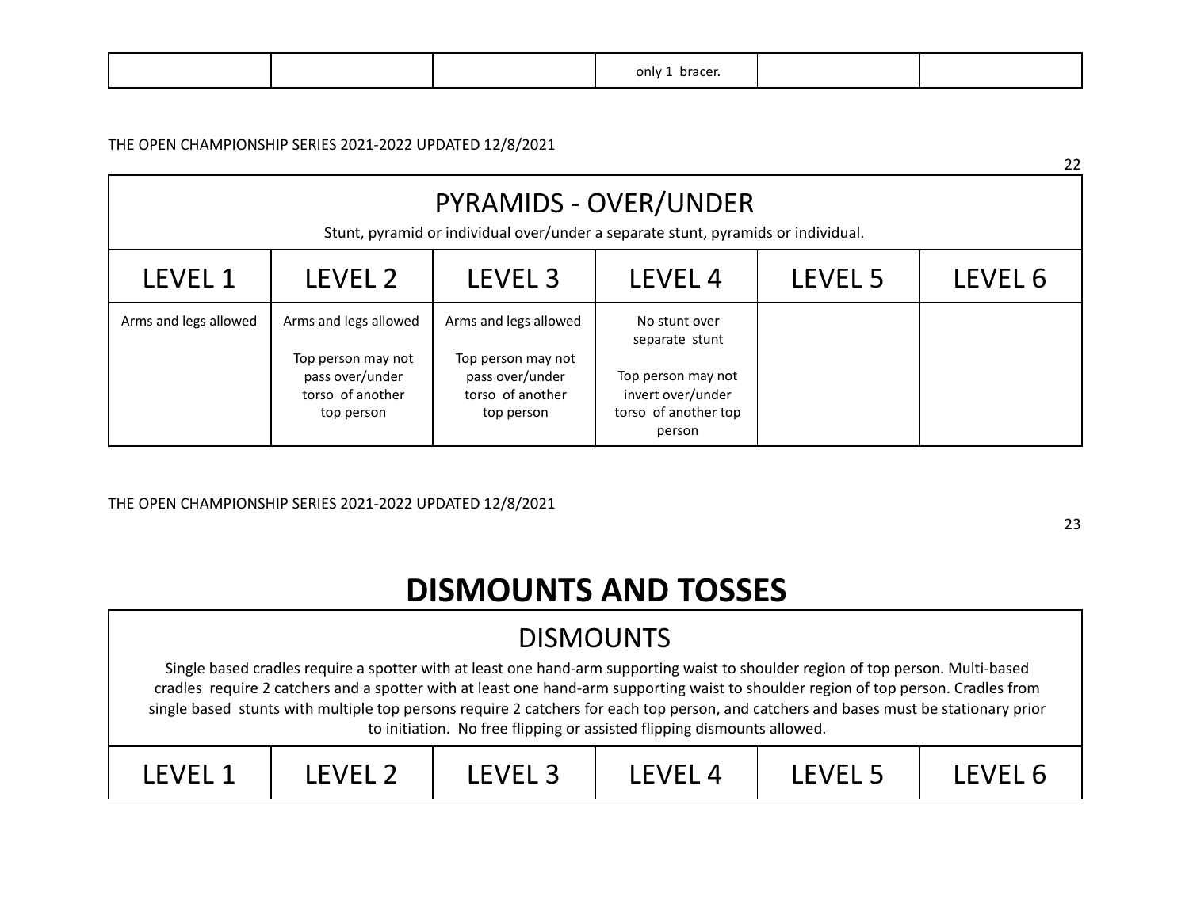|  |  |  | only 1 bracer. |  |  |
|---|---|---|---|---|---|

| PYRAMIDS - OVER/UNDER<br>Stunt, pyramid or individual over/under a separate stunt, pyramids or individual. | | | | | |
|---|---|---|---|---|---|
| LEVEL 1 | LEVEL 2 | LEVEL 3 | LEVEL 4 | LEVEL 5 | LEVEL 6 |
| Arms and legs allowed | Arms and legs allowed<br><br>Top person may not pass over/under torso of another top person | Arms and legs allowed<br><br>Top person may not pass over/under torso of another top person | No stunt over separate stunt<br><br>Top person may not invert over/under torso of another top person |  |  |

# DISMOUNTS AND TOSSES

| DISMOUNTS<br>Single based cradles require a spotter with at least one hand-arm supporting waist to shoulder region of top person. Multi-based cradles require 2 catchers and a spotter with at least one hand-arm supporting waist to shoulder region of top person. Cradles from single based stunts with multiple top persons require 2 catchers for each top person, and catchers and bases must be stationary prior to initiation. No free flipping or assisted flipping dismounts allowed. | | | | | |
|---|---|---|---|---|---|
| LEVEL 1 | LEVEL 2 | LEVEL 3 | LEVEL 4 | LEVEL 5 | LEVEL 6 |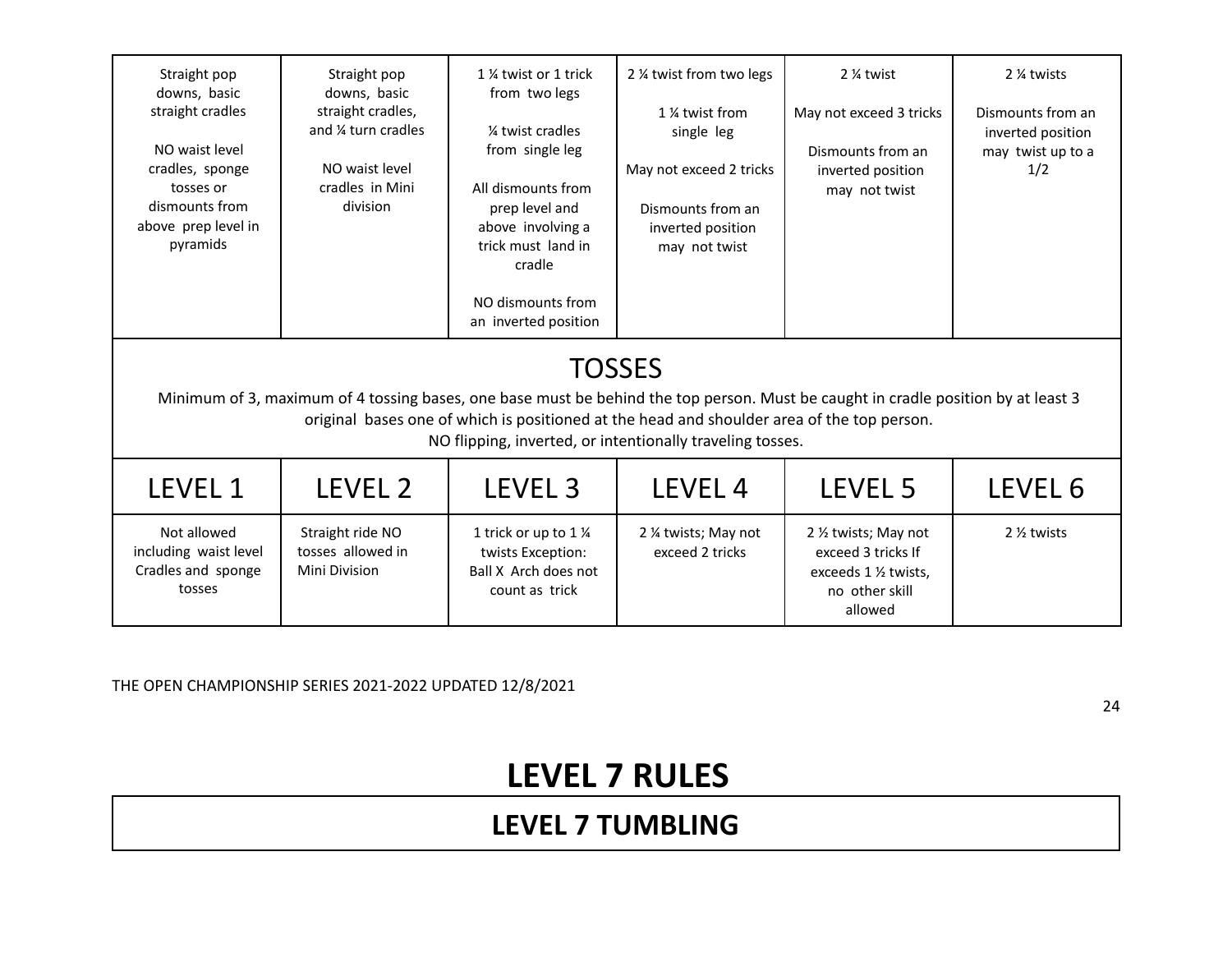| | | | | | |
|---|---|---|---|---|---|
| Straight pop downs, basic straight cradles<br><br>NO waist level cradles, sponge tosses or dismounts from above prep level in pyramids | Straight pop downs, basic straight cradles, and ¼ turn cradles<br><br>NO waist level cradles in Mini division | 1 ¼ twist or 1 trick from two legs<br><br>¼ twist cradles from single leg<br><br>All dismounts from prep level and above involving a trick must land in cradle<br><br>NO dismounts from an inverted position | 2 ¼ twist from two legs<br><br>1 ¼ twist from single leg<br><br>May not exceed 2 tricks<br><br>Dismounts from an inverted position may not twist | 2 ¼ twist<br><br>May not exceed 3 tricks<br><br>Dismounts from an inverted position may not twist | 2 ¼ twists<br><br>Dismounts from an inverted position may twist up to a 1/2 |

## TOSSES

Minimum of 3, maximum of 4 tossing bases, one base must be behind the top person. Must be caught in cradle position by at least 3 original bases one of which is positioned at the head and shoulder area of the top person.
NO flipping, inverted, or intentionally traveling tosses.

| LEVEL 1 | LEVEL 2 | LEVEL 3 | LEVEL 4 | LEVEL 5 | LEVEL 6 |
|---|---|---|---|---|---|
| Not allowed including waist level Cradles and sponge tosses | Straight ride NO tosses allowed in Mini Division | 1 trick or up to 1 ¼ twists Exception: Ball X Arch does not count as trick | 2 ¼ twists; May not exceed 2 tricks | 2 ½ twists; May not exceed 3 tricks If exceeds 1 ½ twists, no other skill allowed | 2 ½ twists |

# LEVEL 7 RULES

## LEVEL 7 TUMBLING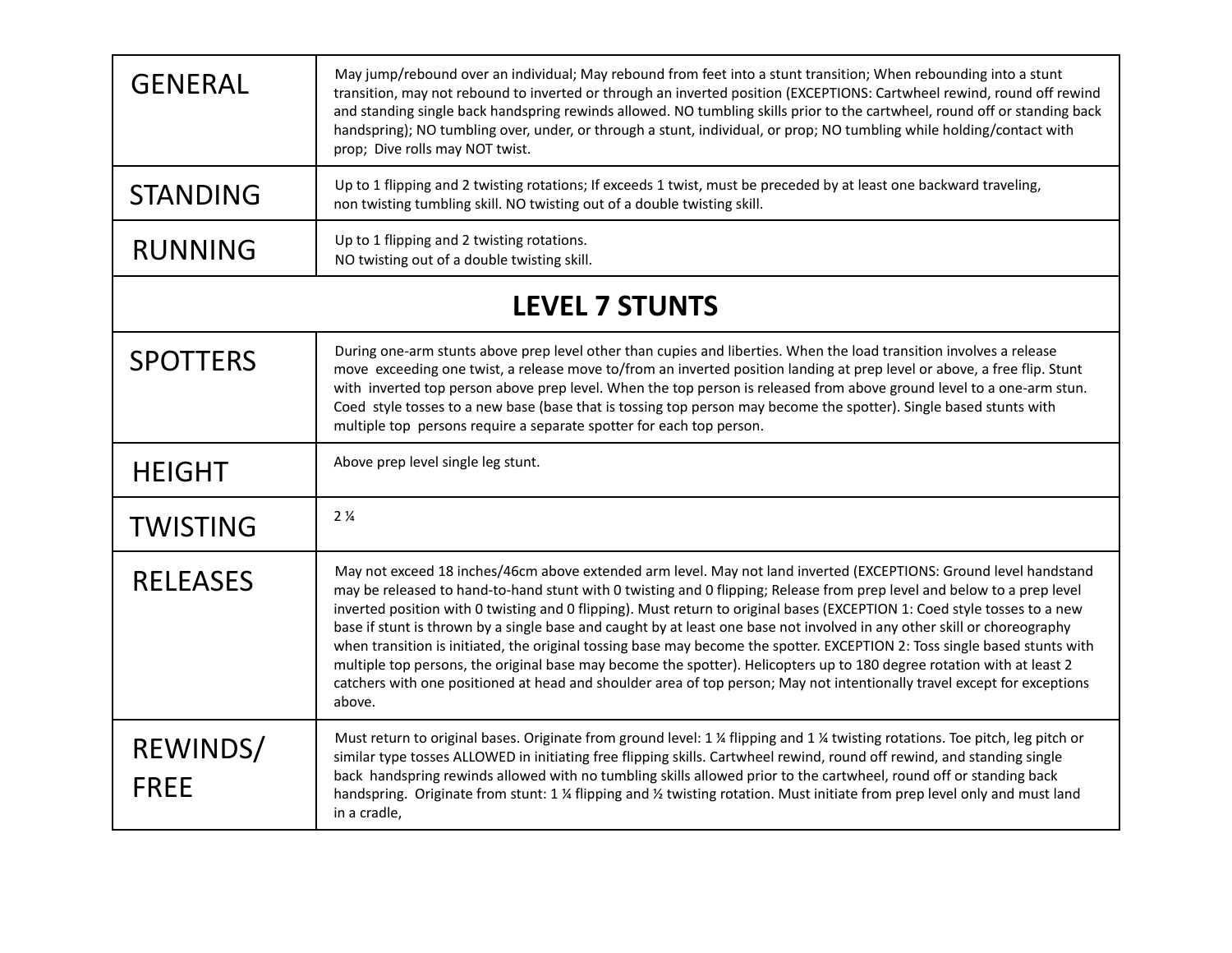| GENERAL | May jump/rebound over an individual; May rebound from feet into a stunt transition; When rebounding into a stunt transition, may not rebound to inverted or through an inverted position (EXCEPTIONS: Cartwheel rewind, round off rewind and standing single back handspring rewinds allowed. NO tumbling skills prior to the cartwheel, round off or standing back handspring); NO tumbling over, under, or through a stunt, individual, or prop; NO tumbling while holding/contact with prop; Dive rolls may NOT twist. |
|---|---|
| STANDING | Up to 1 flipping and 2 twisting rotations; If exceeds 1 twist, must be preceded by at least one backward traveling, non twisting tumbling skill. NO twisting out of a double twisting skill. |
| RUNNING | Up to 1 flipping and 2 twisting rotations. NO twisting out of a double twisting skill. |
| **LEVEL 7 STUNTS** | |
| SPOTTERS | During one-arm stunts above prep level other than cupies and liberties. When the load transition involves a release move exceeding one twist, a release move to/from an inverted position landing at prep level or above, a free flip. Stunt with inverted top person above prep level. When the top person is released from above ground level to a one-arm stun. Coed style tosses to a new base (base that is tossing top person may become the spotter). Single based stunts with multiple top persons require a separate spotter for each top person. |
| HEIGHT | Above prep level single leg stunt. |
| TWISTING | 2 ¼ |
| RELEASES | May not exceed 18 inches/46cm above extended arm level. May not land inverted (EXCEPTIONS: Ground level handstand may be released to hand-to-hand stunt with 0 twisting and 0 flipping; Release from prep level and below to a prep level inverted position with 0 twisting and 0 flipping). Must return to original bases (EXCEPTION 1: Coed style tosses to a new base if stunt is thrown by a single base and caught by at least one base not involved in any other skill or choreography when transition is initiated, the original tossing base may become the spotter. EXCEPTION 2: Toss single based stunts with multiple top persons, the original base may become the spotter). Helicopters up to 180 degree rotation with at least 2 catchers with one positioned at head and shoulder area of top person; May not intentionally travel except for exceptions above. |
| REWINDS/ FREE | Must return to original bases. Originate from ground level: 1 ¼ flipping and 1 ¼ twisting rotations. Toe pitch, leg pitch or similar type tosses ALLOWED in initiating free flipping skills. Cartwheel rewind, round off rewind, and standing single back handspring rewinds allowed with no tumbling skills allowed prior to the cartwheel, round off or standing back handspring. Originate from stunt: 1 ¼ flipping and ½ twisting rotation. Must initiate from prep level only and must land in a cradle, |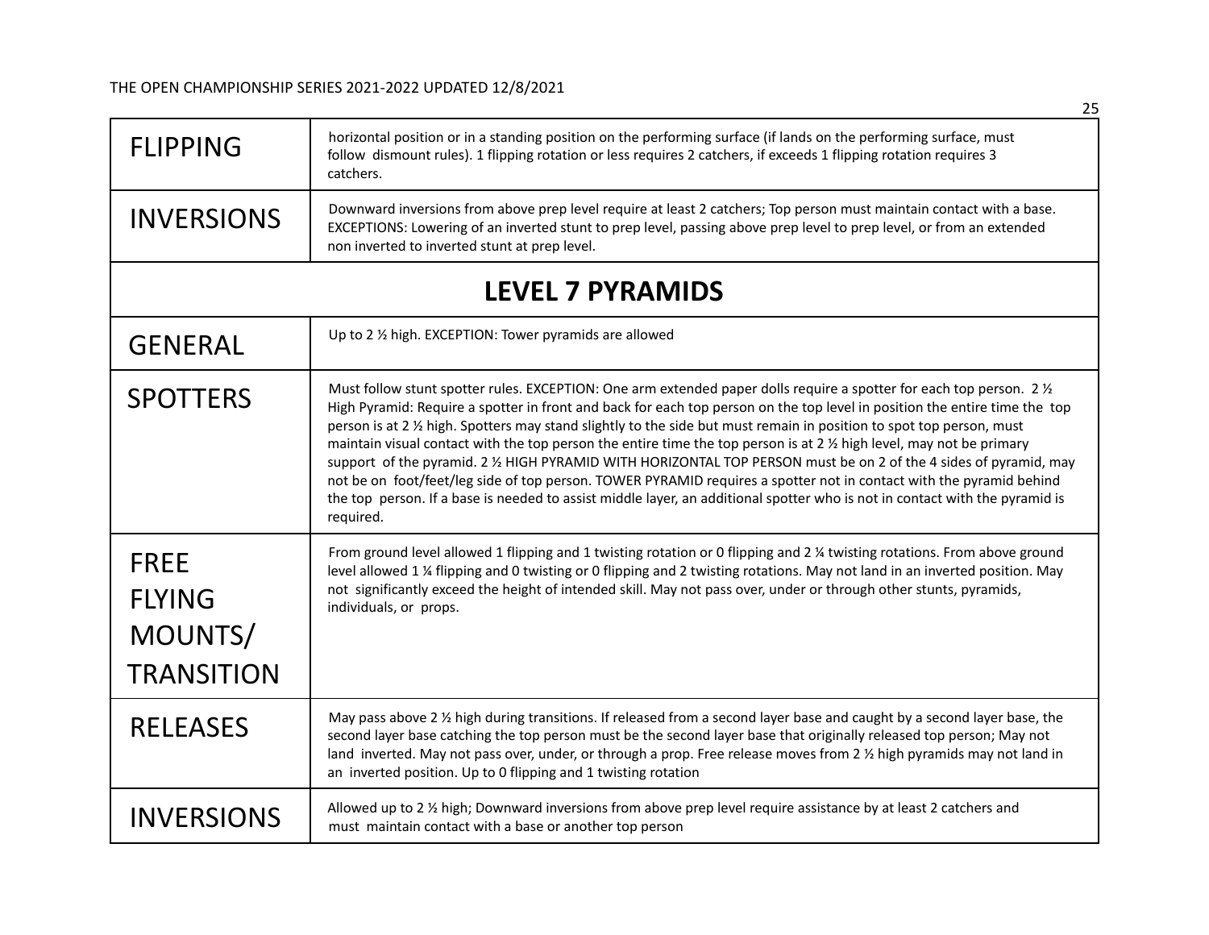| FLIPPING | horizontal position or in a standing position on the performing surface (if lands on the performing surface, must follow dismount rules). 1 flipping rotation or less requires 2 catchers, if exceeds 1 flipping rotation requires 3 catchers. |
|---|---|
| INVERSIONS | Downward inversions from above prep level require at least 2 catchers; Top person must maintain contact with a base. EXCEPTIONS: Lowering of an inverted stunt to prep level, passing above prep level to prep level, or from an extended non inverted to inverted stunt at prep level. |

## LEVEL 7 PYRAMIDS

| | |
|---|---|
| GENERAL | Up to 2 ½ high. EXCEPTION: Tower pyramids are allowed |
| SPOTTERS | Must follow stunt spotter rules. EXCEPTION: One arm extended paper dolls require a spotter for each top person. 2 ½ High Pyramid: Require a spotter in front and back for each top person on the top level in position the entire time the top person is at 2 ½ high. Spotters may stand slightly to the side but must remain in position to spot top person, must maintain visual contact with the top person the entire time the top person is at 2 ½ high level, may not be primary support of the pyramid. 2 ½ HIGH PYRAMID WITH HORIZONTAL TOP PERSON must be on 2 of the 4 sides of pyramid, may not be on foot/feet/leg side of top person. TOWER PYRAMID requires a spotter not in contact with the pyramid behind the top person. If a base is needed to assist middle layer, an additional spotter who is not in contact with the pyramid is required. |
| FREE FLYING MOUNTS/ TRANSITION | From ground level allowed 1 flipping and 1 twisting rotation or 0 flipping and 2 ¼ twisting rotations. From above ground level allowed 1 ¼ flipping and 0 twisting or 0 flipping and 2 twisting rotations. May not land in an inverted position. May not significantly exceed the height of intended skill. May not pass over, under or through other stunts, pyramids, individuals, or props. |
| RELEASES | May pass above 2 ½ high during transitions. If released from a second layer base and caught by a second layer base, the second layer base catching the top person must be the second layer base that originally released top person; May not land inverted. May not pass over, under, or through a prop. Free release moves from 2 ½ high pyramids may not land in an inverted position. Up to 0 flipping and 1 twisting rotation |
| INVERSIONS | Allowed up to 2 ½ high; Downward inversions from above prep level require assistance by at least 2 catchers and must maintain contact with a base or another top person |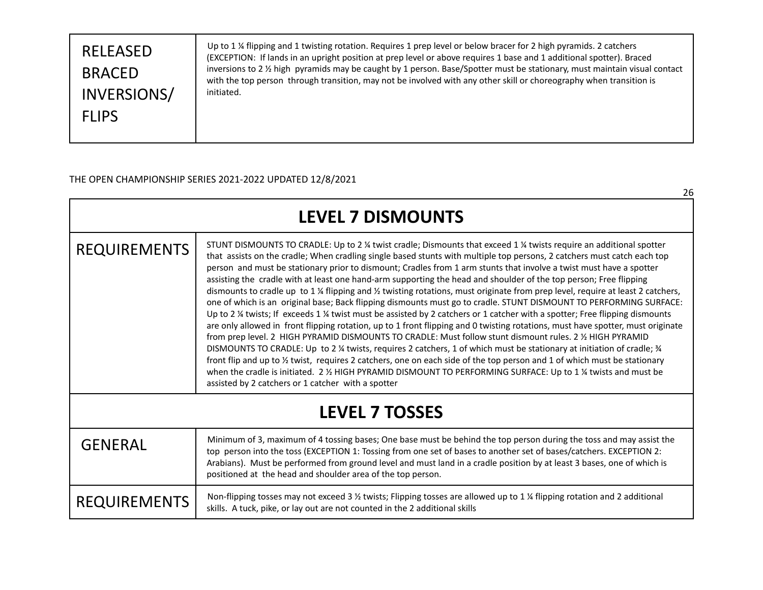| RELEASED BRACED INVERSIONS/ FLIPS | Up to 1 ¼ flipping and 1 twisting rotation. Requires 1 prep level or below bracer for 2 high pyramids. 2 catchers (EXCEPTION: If lands in an upright position at prep level or above requires 1 base and 1 additional spotter). Braced inversions to 2 ½ high pyramids may be caught by 1 person. Base/Spotter must be stationary, must maintain visual contact with the top person through transition, may not be involved with any other skill or choreography when transition is initiated. |
|---|---|

THE OPEN CHAMPIONSHIP SERIES 2021-2022 UPDATED 12/8/2021

## LEVEL 7 DISMOUNTS

| REQUIREMENTS | STUNT DISMOUNTS TO CRADLE: Up to 2 ¼ twist cradle; Dismounts that exceed 1 ¼ twists require an additional spotter that assists on the cradle; When cradling single based stunts with multiple top persons, 2 catchers must catch each top person and must be stationary prior to dismount; Cradles from 1 arm stunts that involve a twist must have a spotter assisting the cradle with at least one hand-arm supporting the head and shoulder of the top person; Free flipping dismounts to cradle up to 1 ¼ flipping and ½ twisting rotations, must originate from prep level, require at least 2 catchers, one of which is an original base; Back flipping dismounts must go to cradle. STUNT DISMOUNT TO PERFORMING SURFACE: Up to 2 ¼ twists; If exceeds 1 ¼ twist must be assisted by 2 catchers or 1 catcher with a spotter; Free flipping dismounts are only allowed in front flipping rotation, up to 1 front flipping and 0 twisting rotations, must have spotter, must originate from prep level. 2 HIGH PYRAMID DISMOUNTS TO CRADLE: Must follow stunt dismount rules. 2 ½ HIGH PYRAMID DISMOUNTS TO CRADLE: Up to 2 ¼ twists, requires 2 catchers, 1 of which must be stationary at initiation of cradle; ¾ front flip and up to ½ twist, requires 2 catchers, one on each side of the top person and 1 of which must be stationary when the cradle is initiated. 2 ½ HIGH PYRAMID DISMOUNT TO PERFORMING SURFACE: Up to 1 ¼ twists and must be assisted by 2 catchers or 1 catcher with a spotter |
|---|---|

## LEVEL 7 TOSSES

| GENERAL | Minimum of 3, maximum of 4 tossing bases; One base must be behind the top person during the toss and may assist the top person into the toss (EXCEPTION 1: Tossing from one set of bases to another set of bases/catchers. EXCEPTION 2: Arabians). Must be performed from ground level and must land in a cradle position by at least 3 bases, one of which is positioned at the head and shoulder area of the top person. |
|---|---|
| REQUIREMENTS | Non-flipping tosses may not exceed 3 ½ twists; Flipping tosses are allowed up to 1 ¼ flipping rotation and 2 additional skills. A tuck, pike, or lay out are not counted in the 2 additional skills |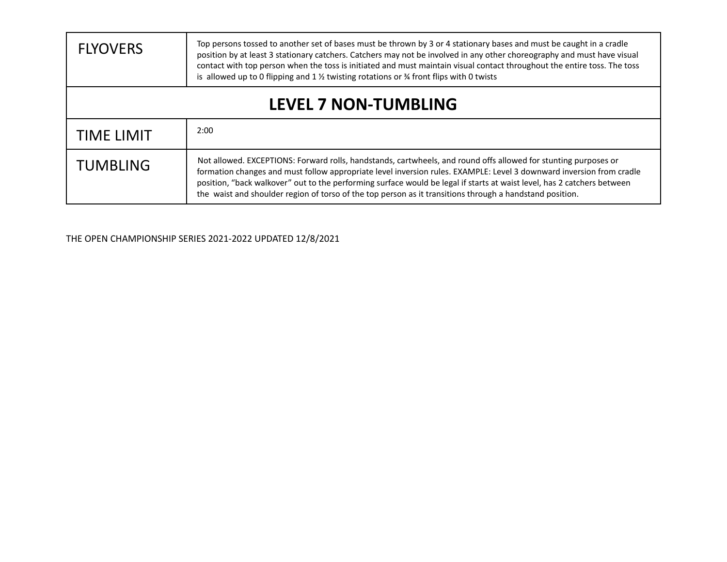| | |
|---|---|
| FLYOVERS | Top persons tossed to another set of bases must be thrown by 3 or 4 stationary bases and must be caught in a cradle position by at least 3 stationary catchers. Catchers may not be involved in any other choreography and must have visual contact with top person when the toss is initiated and must maintain visual contact throughout the entire toss. The toss is allowed up to 0 flipping and 1 ½ twisting rotations or ¾ front flips with 0 twists |

## LEVEL 7 NON-TUMBLING

| | |
|---|---|
| TIME LIMIT | 2:00 |
| TUMBLING | Not allowed. EXCEPTIONS: Forward rolls, handstands, cartwheels, and round offs allowed for stunting purposes or formation changes and must follow appropriate level inversion rules. EXAMPLE: Level 3 downward inversion from cradle position, "back walkover" out to the performing surface would be legal if starts at waist level, has 2 catchers between the waist and shoulder region of torso of the top person as it transitions through a handstand position. |